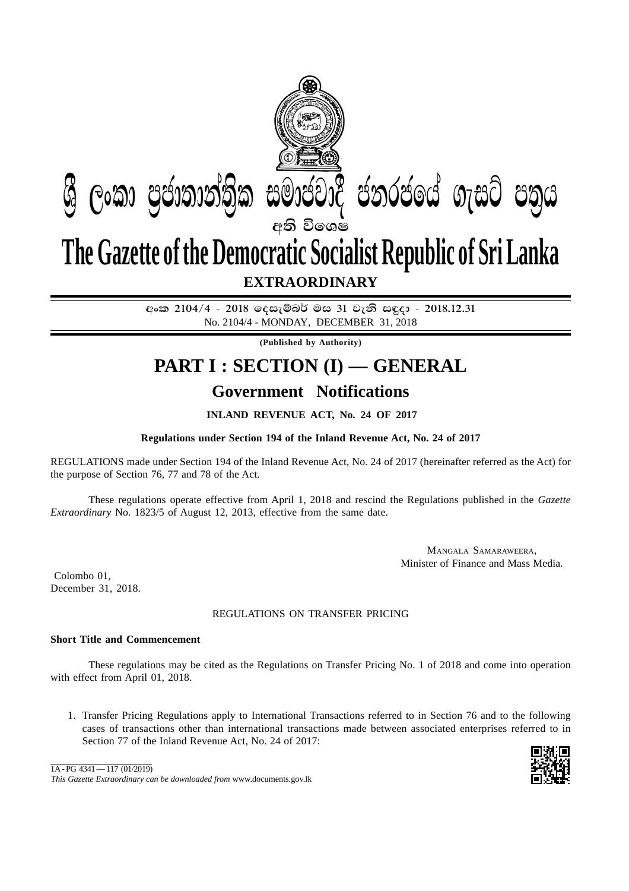ශ්‍රී ලංකා ප්‍රජාතාන්ත්‍රික සමාජවාදී ජනරජයේ ගැසට් පත්‍රය

අති විශෙෂ

# The Gazette of the Democratic Socialist Republic of Sri Lanka

**EXTRAORDINARY**

අංක 2104/4 - 2018 දෙසැම්බර් මස 31 වැනි සඳුදා - 2018.12.31

No. 2104/4 - MONDAY, DECEMBER 31, 2018

**(Published by Authority)**

# PART I : SECTION (I) — GENERAL

## Government Notifications

**INLAND REVENUE ACT, No. 24 OF 2017**

**Regulations under Section 194 of the Inland Revenue Act, No. 24 of 2017**

REGULATIONS made under Section 194 of the Inland Revenue Act, No. 24 of 2017 (hereinafter referred as the Act) for the purpose of Section 76, 77 and 78 of the Act.

These regulations operate effective from April 1, 2018 and rescind the Regulations published in the *Gazette Extraordinary* No. 1823/5 of August 12, 2013, effective from the same date.

MANGALA SAMARAWEERA,
Minister of Finance and Mass Media.

Colombo 01,
December 31, 2018.

REGULATIONS ON TRANSFER PRICING

**Short Title and Commencement**

These regulations may be cited as the Regulations on Transfer Pricing No. 1 of 2018 and come into operation with effect from April 01, 2018.

1. Transfer Pricing Regulations apply to International Transactions referred to in Section 76 and to the following cases of transactions other than international transactions made between associated enterprises referred to in Section 77 of the Inland Revenue Act, No. 24 of 2017:

1A - PG 4341 — 117 (01/2019)

*This Gazette Extraordinary can be downloaded from* www.documents.gov.lk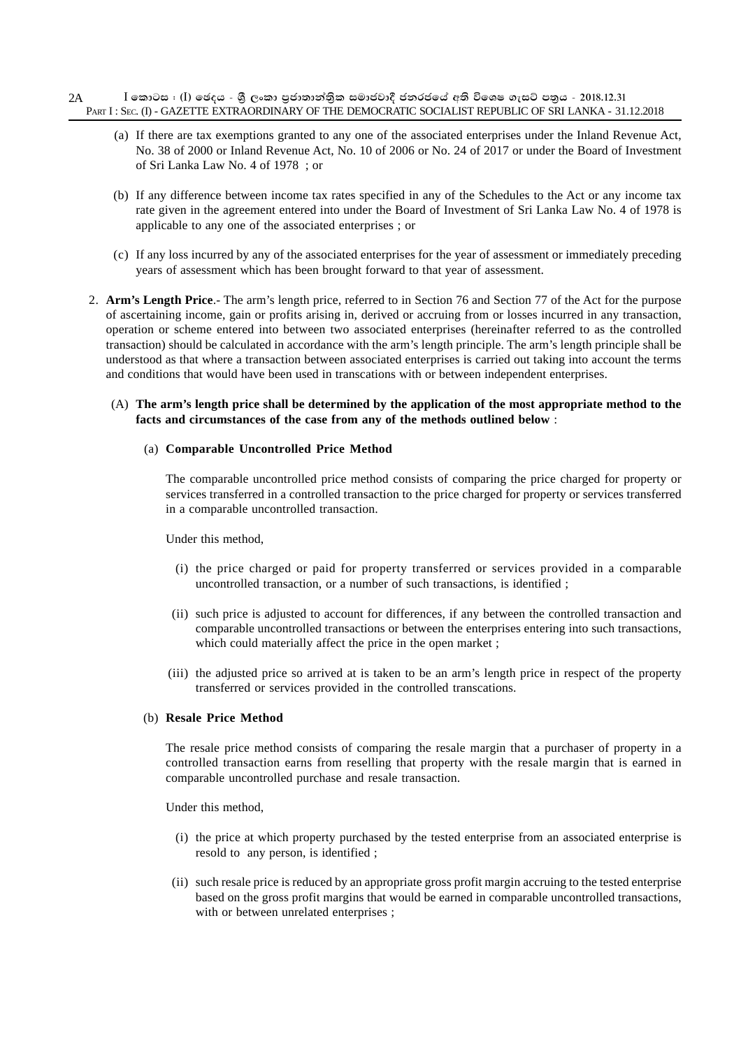(a) If there are tax exemptions granted to any one of the associated enterprises under the Inland Revenue Act, No. 38 of 2000 or Inland Revenue Act, No. 10 of 2006 or No. 24 of 2017 or under the Board of Investment of Sri Lanka Law No. 4 of 1978 ; or

(b) If any difference between income tax rates specified in any of the Schedules to the Act or any income tax rate given in the agreement entered into under the Board of Investment of Sri Lanka Law No. 4 of 1978 is applicable to any one of the associated enterprises ; or

(c) If any loss incurred by any of the associated enterprises for the year of assessment or immediately preceding years of assessment which has been brought forward to that year of assessment.

2. **Arm's Length Price**.- The arm's length price, referred to in Section 76 and Section 77 of the Act for the purpose of ascertaining income, gain or profits arising in, derived or accruing from or losses incurred in any transaction, operation or scheme entered into between two associated enterprises (hereinafter referred to as the controlled transaction) should be calculated in accordance with the arm's length principle. The arm's length principle shall be understood as that where a transaction between associated enterprises is carried out taking into account the terms and conditions that would have been used in transcations with or between independent enterprises.

(A) **The arm's length price shall be determined by the application of the most appropriate method to the facts and circumstances of the case from any of the methods outlined below** :

(a) **Comparable Uncontrolled Price Method**

The comparable uncontrolled price method consists of comparing the price charged for property or services transferred in a controlled transaction to the price charged for property or services transferred in a comparable uncontrolled transaction.

Under this method,

(i) the price charged or paid for property transferred or services provided in a comparable uncontrolled transaction, or a number of such transactions, is identified ;

(ii) such price is adjusted to account for differences, if any between the controlled transaction and comparable uncontrolled transactions or between the enterprises entering into such transactions, which could materially affect the price in the open market ;

(iii) the adjusted price so arrived at is taken to be an arm's length price in respect of the property transferred or services provided in the controlled transcations.

(b) **Resale Price Method**

The resale price method consists of comparing the resale margin that a purchaser of property in a controlled transaction earns from reselling that property with the resale margin that is earned in comparable uncontrolled purchase and resale transaction.

Under this method,

(i) the price at which property purchased by the tested enterprise from an associated enterprise is resold to any person, is identified ;

(ii) such resale price is reduced by an appropriate gross profit margin accruing to the tested enterprise based on the gross profit margins that would be earned in comparable uncontrolled transactions, with or between unrelated enterprises ;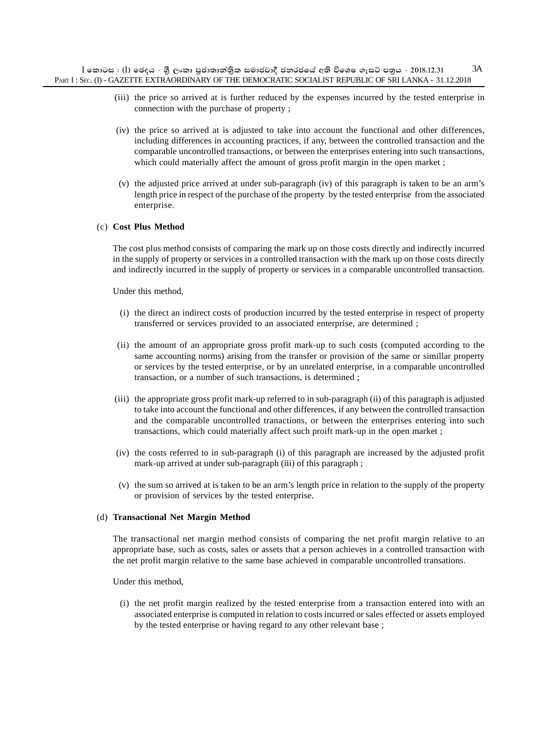(iii) the price so arrived at is further reduced by the expenses incurred by the tested enterprise in connection with the purchase of property ;

(iv) the price so arrived at is adjusted to take into account the functional and other differences, including differences in accounting practices, if any, between the controlled transaction and the comparable uncontrolled transactions, or between the enterprises entering into such transactions, which could materially affect the amount of gross profit margin in the open market ;

(v) the adjusted price arrived at under sub-paragraph (iv) of this paragraph is taken to be an arm's length price in respect of the purchase of the property by the tested enterprise from the associated enterprise.

(c) **Cost Plus Method**

The cost plus method consists of comparing the mark up on those costs directly and indirectly incurred in the supply of property or services in a controlled transaction with the mark up on those costs directly and indirectly incurred in the supply of property or services in a comparable uncontrolled transaction.

Under this method,

(i) the direct an indirect costs of production incurred by the tested enterprise in respect of property transferred or services provided to an associated enterprise, are determined ;

(ii) the amount of an appropriate gross profit mark-up to such costs (computed according to the same accounting norms) arising from the transfer or provision of the same or simillar property or services by the tested enterprise, or by an unrelated enterprise, in a comparable uncontrolled transaction, or a number of such transactions, is determined ;

(iii) the appropriate gross profit mark-up referred to in sub-paragraph (ii) of this paragraph is adjusted to take into account the functional and other differences, if any between the controlled transaction and the comparable uncontrolled tranactions, or between the enterprises entering into such transactions, which could materially affect such proift mark-up in the open market ;

(iv) the costs referred to in sub-paragraph (i) of this paragraph are increased by the adjusted profit mark-up arrived at under sub-paragraph (iii) of this paragraph ;

(v) the sum so arrived at is taken to be an arm's length price in relation to the supply of the property or provision of services by the tested enterprise.

(d) **Transactional Net Margin Method**

The transactional net margin method consists of comparing the net profit margin relative to an appropriate base, such as costs, sales or assets that a person achieves in a controlled transaction with the net profit margin relative to the same base achieved in comparable uncontrolled transations.

Under this method,

(i) the net profit margin realized by the tested enterprise from a transaction entered into with an associated enterprise is computed in relation to costs incurred or sales effected or assets employed by the tested enterprise or having regard to any other relevant base ;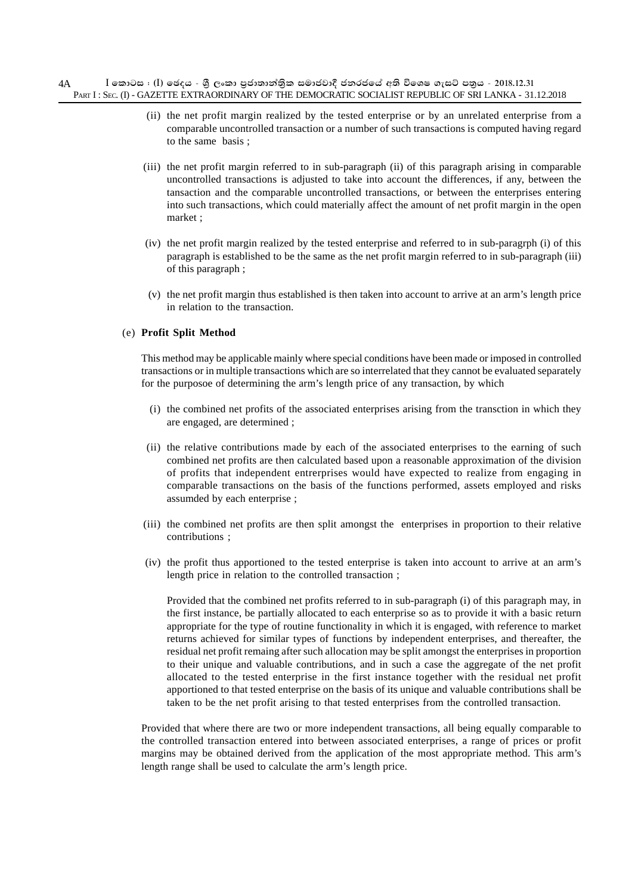(ii) the net profit margin realized by the tested enterprise or by an unrelated enterprise from a comparable uncontrolled transaction or a number of such transactions is computed having regard to the same basis ;

(iii) the net profit margin referred to in sub-paragraph (ii) of this paragraph arising in comparable uncontrolled transactions is adjusted to take into account the differences, if any, between the tansaction and the comparable uncontrolled transactions, or between the enterprises entering into such transactions, which could materially affect the amount of net profit margin in the open market ;

(iv) the net profit margin realized by the tested enterprise and referred to in sub-paragrph (i) of this paragraph is established to be the same as the net profit margin referred to in sub-paragraph (iii) of this paragraph ;

(v) the net profit margin thus established is then taken into account to arrive at an arm's length price in relation to the transaction.

(e) **Profit Split Method**

This method may be applicable mainly where special conditions have been made or imposed in controlled transactions or in multiple transactions which are so interrelated that they cannot be evaluated separately for the purposoe of determining the arm's length price of any transaction, by which

(i) the combined net profits of the associated enterprises arising from the transction in which they are engaged, are determined ;

(ii) the relative contributions made by each of the associated enterprises to the earning of such combined net profits are then calculated based upon a reasonable approximation of the division of profits that independent entrerprises would have expected to realize from engaging in comparable transactions on the basis of the functions performed, assets employed and risks assumded by each enterprise ;

(iii) the combined net profits are then split amongst the enterprises in proportion to their relative contributions ;

(iv) the profit thus apportioned to the tested enterprise is taken into account to arrive at an arm's length price in relation to the controlled transaction ;

Provided that the combined net profits referred to in sub-paragraph (i) of this paragraph may, in the first instance, be partially allocated to each enterprise so as to provide it with a basic return appropriate for the type of routine functionality in which it is engaged, with reference to market returns achieved for similar types of functions by independent enterprises, and thereafter, the residual net profit remaing after such allocation may be split amongst the enterprises in proportion to their unique and valuable contributions, and in such a case the aggregate of the net profit allocated to the tested enterprise in the first instance together with the residual net profit apportioned to that tested enterprise on the basis of its unique and valuable contributions shall be taken to be the net profit arising to that tested enterprises from the controlled transaction.

Provided that where there are two or more independent transactions, all being equally comparable to the controlled transaction entered into between associated enterprises, a range of prices or profit margins may be obtained derived from the application of the most appropriate method. This arm's length range shall be used to calculate the arm's length price.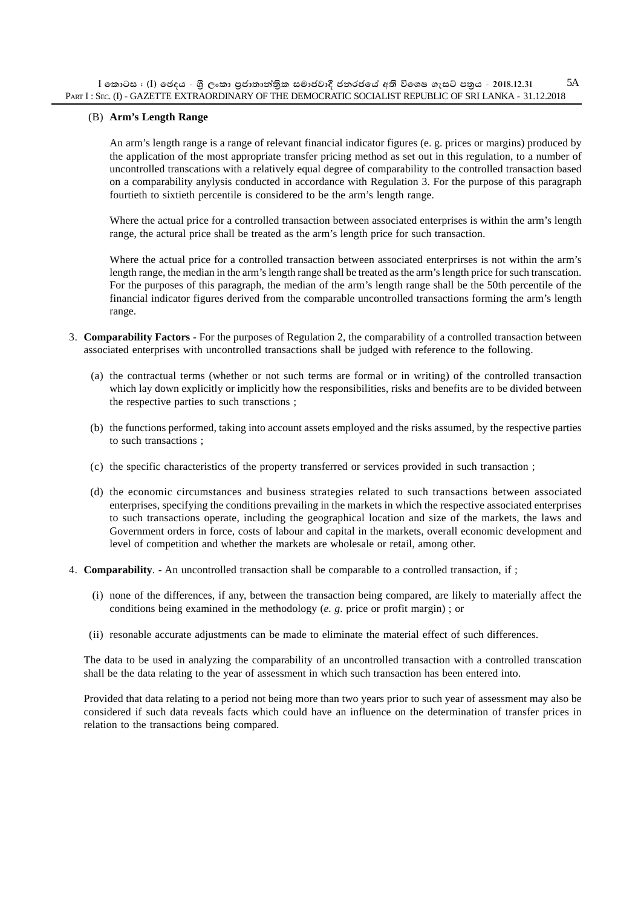(B) **Arm's Length Range**

An arm's length range is a range of relevant financial indicator figures (e. g. prices or margins) produced by the application of the most appropriate transfer pricing method as set out in this regulation, to a number of uncontrolled transcations with a relatively equal degree of comparability to the controlled transaction based on a comparability anylysis conducted in accordance with Regulation 3. For the purpose of this paragraph fourtieth to sixtieth percentile is considered to be the arm's length range.

Where the actual price for a controlled transaction between associated enterprises is within the arm's length range, the actural price shall be treated as the arm's length price for such transaction.

Where the actual price for a controlled transaction between associated enterprirses is not within the arm's length range, the median in the arm's length range shall be treated as the arm's length price for such transcation. For the purposes of this paragraph, the median of the arm's length range shall be the 50th percentile of the financial indicator figures derived from the comparable uncontrolled transactions forming the arm's length range.

3. **Comparability Factors** - For the purposes of Regulation 2, the comparability of a controlled transaction between associated enterprises with uncontrolled transactions shall be judged with reference to the following.

   (a) the contractual terms (whether or not such terms are formal or in writing) of the controlled transaction which lay down explicitly or implicitly how the responsibilities, risks and benefits are to be divided between the respective parties to such transctions ;

   (b) the functions performed, taking into account assets employed and the risks assumed, by the respective parties to such transactions ;

   (c) the specific characteristics of the property transferred or services provided in such transaction ;

   (d) the economic circumstances and business strategies related to such transactions between associated enterprises, specifying the conditions prevailing in the markets in which the respective associated enterprises to such transactions operate, including the geographical location and size of the markets, the laws and Government orders in force, costs of labour and capital in the markets, overall economic development and level of competition and whether the markets are wholesale or retail, among other.

4. **Comparability**. - An uncontrolled transaction shall be comparable to a controlled transaction, if ;

   (i) none of the differences, if any, between the transaction being compared, are likely to materially affect the conditions being examined in the methodology (*e. g.* price or profit margin) ; or

   (ii) resonable accurate adjustments can be made to eliminate the material effect of such differences.

The data to be used in analyzing the comparability of an uncontrolled transaction with a controlled transcation shall be the data relating to the year of assessment in which such transaction has been entered into.

Provided that data relating to a period not being more than two years prior to such year of assessment may also be considered if such data reveals facts which could have an influence on the determination of transfer prices in relation to the transactions being compared.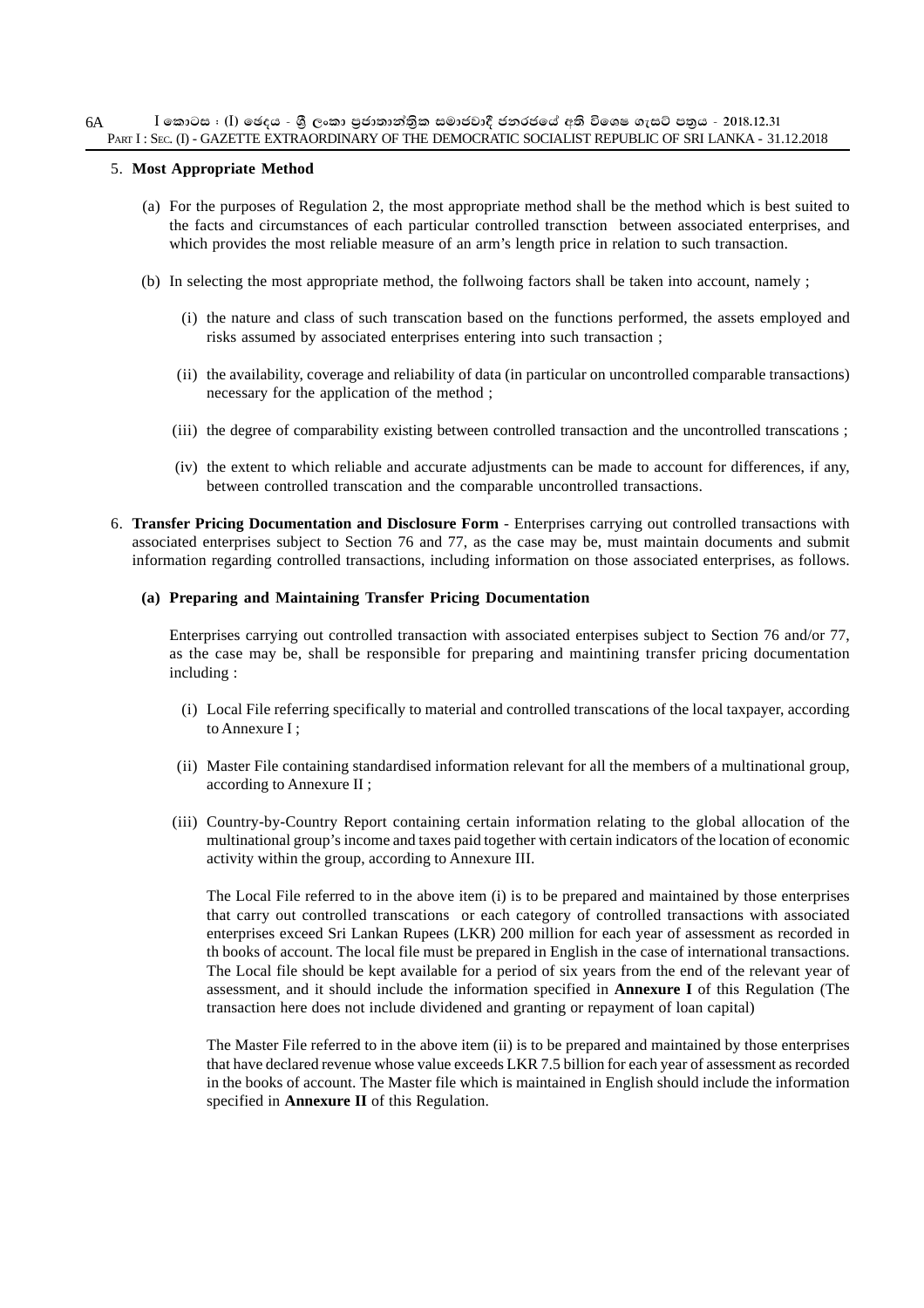5. **Most Appropriate Method**

(a) For the purposes of Regulation 2, the most appropriate method shall be the method which is best suited to the facts and circumstances of each particular controlled transction between associated enterprises, and which provides the most reliable measure of an arm's length price in relation to such transaction.

(b) In selecting the most appropriate method, the follwoing factors shall be taken into account, namely ;

(i) the nature and class of such transcation based on the functions performed, the assets employed and risks assumed by associated enterprises entering into such transaction ;

(ii) the availability, coverage and reliability of data (in particular on uncontrolled comparable transactions) necessary for the application of the method ;

(iii) the degree of comparability existing between controlled transaction and the uncontrolled transcations ;

(iv) the extent to which reliable and accurate adjustments can be made to account for differences, if any, between controlled transcation and the comparable uncontrolled transactions.

6. **Transfer Pricing Documentation and Disclosure Form** - Enterprises carrying out controlled transactions with associated enterprises subject to Section 76 and 77, as the case may be, must maintain documents and submit information regarding controlled transactions, including information on those associated enterprises, as follows.

**(a) Preparing and Maintaining Transfer Pricing Documentation**

Enterprises carrying out controlled transaction with associated enterpises subject to Section 76 and/or 77, as the case may be, shall be responsible for preparing and maintining transfer pricing documentation including :

(i) Local File referring specifically to material and controlled transcations of the local taxpayer, according to Annexure I ;

(ii) Master File containing standardised information relevant for all the members of a multinational group, according to Annexure II ;

(iii) Country-by-Country Report containing certain information relating to the global allocation of the multinational group's income and taxes paid together with certain indicators of the location of economic activity within the group, according to Annexure III.

The Local File referred to in the above item (i) is to be prepared and maintained by those enterprises that carry out controlled transcations or each category of controlled transactions with associated enterprises exceed Sri Lankan Rupees (LKR) 200 million for each year of assessment as recorded in th books of account. The local file must be prepared in English in the case of international transactions. The Local file should be kept available for a period of six years from the end of the relevant year of assessment, and it should include the information specified in **Annexure I** of this Regulation (The transaction here does not include dividened and granting or repayment of loan capital)

The Master File referred to in the above item (ii) is to be prepared and maintained by those enterprises that have declared revenue whose value exceeds LKR 7.5 billion for each year of assessment as recorded in the books of account. The Master file which is maintained in English should include the information specified in **Annexure II** of this Regulation.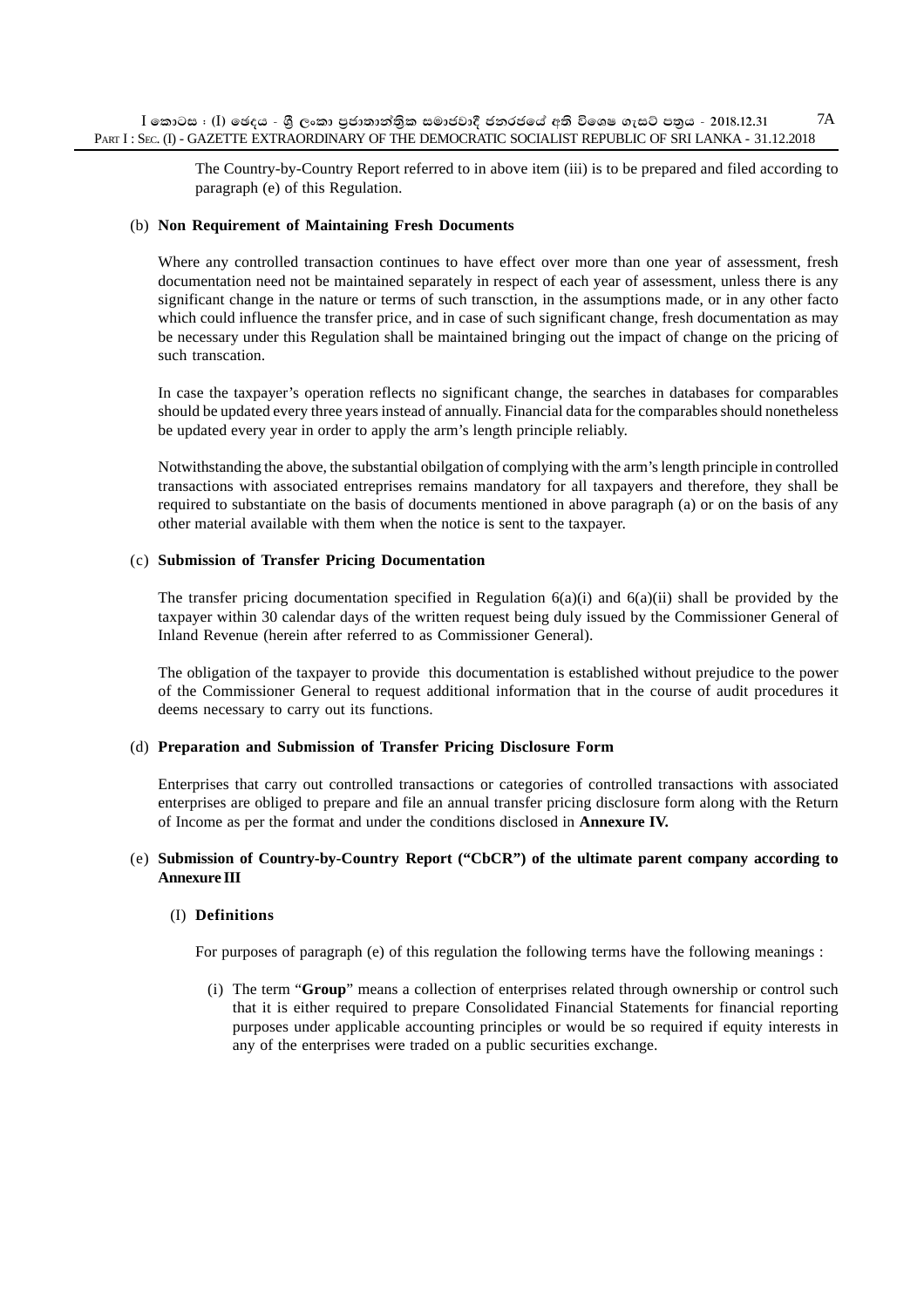The Country-by-Country Report referred to in above item (iii) is to be prepared and filed according to paragraph (e) of this Regulation.

(b) **Non Requirement of Maintaining Fresh Documents**

Where any controlled transaction continues to have effect over more than one year of assessment, fresh documentation need not be maintained separately in respect of each year of assessment, unless there is any significant change in the nature or terms of such transction, in the assumptions made, or in any other facto which could influence the transfer price, and in case of such significant change, fresh documentation as may be necessary under this Regulation shall be maintained bringing out the impact of change on the pricing of such transcation.

In case the taxpayer's operation reflects no significant change, the searches in databases for comparables should be updated every three years instead of annually. Financial data for the comparables should nonetheless be updated every year in order to apply the arm's length principle reliably.

Notwithstanding the above, the substantial obilgation of complying with the arm's length principle in controlled transactions with associated entreprises remains mandatory for all taxpayers and therefore, they shall be required to substantiate on the basis of documents mentioned in above paragraph (a) or on the basis of any other material available with them when the notice is sent to the taxpayer.

(c) **Submission of Transfer Pricing Documentation**

The transfer pricing documentation specified in Regulation 6(a)(i) and 6(a)(ii) shall be provided by the taxpayer within 30 calendar days of the written request being duly issued by the Commissioner General of Inland Revenue (herein after referred to as Commissioner General).

The obligation of the taxpayer to provide this documentation is established without prejudice to the power of the Commissioner General to request additional information that in the course of audit procedures it deems necessary to carry out its functions.

(d) **Preparation and Submission of Transfer Pricing Disclosure Form**

Enterprises that carry out controlled transactions or categories of controlled transactions with associated enterprises are obliged to prepare and file an annual transfer pricing disclosure form along with the Return of Income as per the format and under the conditions disclosed in **Annexure IV.**

(e) **Submission of Country-by-Country Report ("CbCR") of the ultimate parent company according to Annexure III**

(I) **Definitions**

For purposes of paragraph (e) of this regulation the following terms have the following meanings :

(i) The term "**Group**" means a collection of enterprises related through ownership or control such that it is either required to prepare Consolidated Financial Statements for financial reporting purposes under applicable accounting principles or would be so required if equity interests in any of the enterprises were traded on a public securities exchange.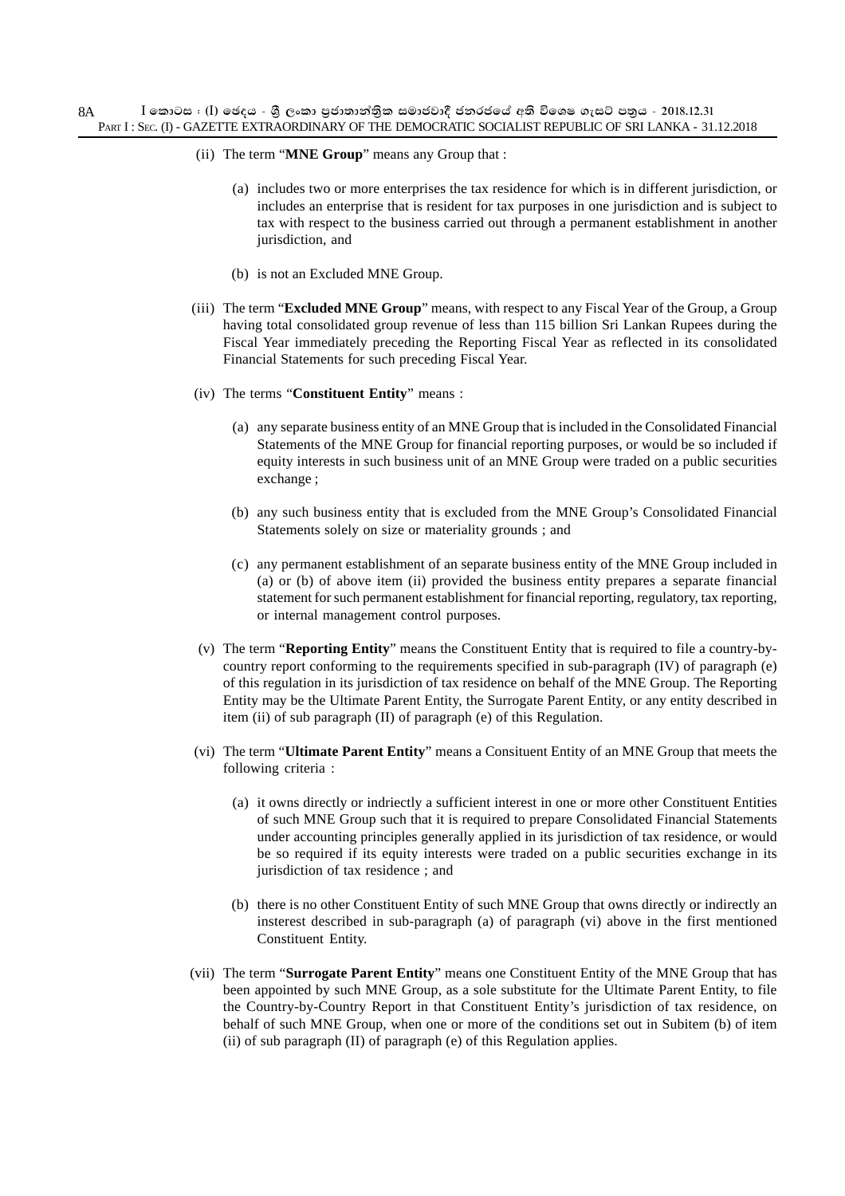(ii) The term "**MNE Group**" means any Group that :

(a) includes two or more enterprises the tax residence for which is in different jurisdiction, or includes an enterprise that is resident for tax purposes in one jurisdiction and is subject to tax with respect to the business carried out through a permanent establishment in another jurisdiction, and

(b) is not an Excluded MNE Group.

(iii) The term "**Excluded MNE Group**" means, with respect to any Fiscal Year of the Group, a Group having total consolidated group revenue of less than 115 billion Sri Lankan Rupees during the Fiscal Year immediately preceding the Reporting Fiscal Year as reflected in its consolidated Financial Statements for such preceding Fiscal Year.

(iv) The terms "**Constituent Entity**" means :

(a) any separate business entity of an MNE Group that is included in the Consolidated Financial Statements of the MNE Group for financial reporting purposes, or would be so included if equity interests in such business unit of an MNE Group were traded on a public securities exchange ;

(b) any such business entity that is excluded from the MNE Group's Consolidated Financial Statements solely on size or materiality grounds ; and

(c) any permanent establishment of an separate business entity of the MNE Group included in (a) or (b) of above item (ii) provided the business entity prepares a separate financial statement for such permanent establishment for financial reporting, regulatory, tax reporting, or internal management control purposes.

(v) The term "**Reporting Entity**" means the Constituent Entity that is required to file a country-by-country report conforming to the requirements specified in sub-paragraph (IV) of paragraph (e) of this regulation in its jurisdiction of tax residence on behalf of the MNE Group. The Reporting Entity may be the Ultimate Parent Entity, the Surrogate Parent Entity, or any entity described in item (ii) of sub paragraph (II) of paragraph (e) of this Regulation.

(vi) The term "**Ultimate Parent Entity**" means a Consituent Entity of an MNE Group that meets the following criteria :

(a) it owns directly or indriectly a sufficient interest in one or more other Constituent Entities of such MNE Group such that it is required to prepare Consolidated Financial Statements under accounting principles generally applied in its jurisdiction of tax residence, or would be so required if its equity interests were traded on a public securities exchange in its jurisdiction of tax residence ; and

(b) there is no other Constituent Entity of such MNE Group that owns directly or indirectly an insterest described in sub-paragraph (a) of paragraph (vi) above in the first mentioned Constituent Entity.

(vii) The term "**Surrogate Parent Entity**" means one Constituent Entity of the MNE Group that has been appointed by such MNE Group, as a sole substitute for the Ultimate Parent Entity, to file the Country-by-Country Report in that Constituent Entity's jurisdiction of tax residence, on behalf of such MNE Group, when one or more of the conditions set out in Subitem (b) of item (ii) of sub paragraph (II) of paragraph (e) of this Regulation applies.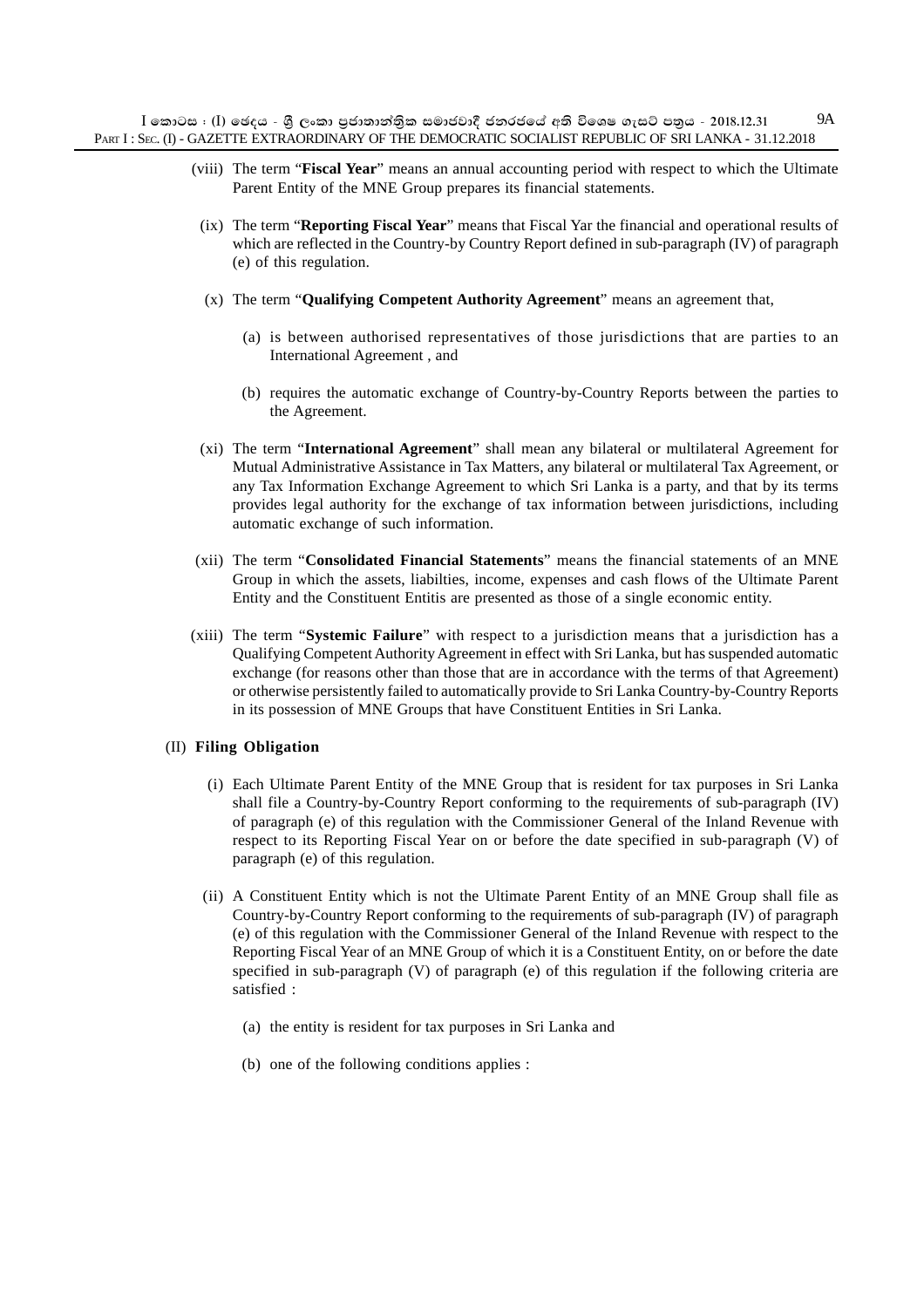(viii) The term "**Fiscal Year**" means an annual accounting period with respect to which the Ultimate Parent Entity of the MNE Group prepares its financial statements.

(ix) The term "**Reporting Fiscal Year**" means that Fiscal Yar the financial and operational results of which are reflected in the Country-by Country Report defined in sub-paragraph (IV) of paragraph (e) of this regulation.

(x) The term "**Qualifying Competent Authority Agreement**" means an agreement that,

(a) is between authorised representatives of those jurisdictions that are parties to an International Agreement , and

(b) requires the automatic exchange of Country-by-Country Reports between the parties to the Agreement.

(xi) The term "**International Agreement**" shall mean any bilateral or multilateral Agreement for Mutual Administrative Assistance in Tax Matters, any bilateral or multilateral Tax Agreement, or any Tax Information Exchange Agreement to which Sri Lanka is a party, and that by its terms provides legal authority for the exchange of tax information between jurisdictions, including automatic exchange of such information.

(xii) The term "**Consolidated Financial Statements**" means the financial statements of an MNE Group in which the assets, liabilties, income, expenses and cash flows of the Ultimate Parent Entity and the Constituent Entitis are presented as those of a single economic entity.

(xiii) The term "**Systemic Failure**" with respect to a jurisdiction means that a jurisdiction has a Qualifying Competent Authority Agreement in effect with Sri Lanka, but has suspended automatic exchange (for reasons other than those that are in accordance with the terms of that Agreement) or otherwise persistently failed to automatically provide to Sri Lanka Country-by-Country Reports in its possession of MNE Groups that have Constituent Entities in Sri Lanka.

(II) **Filing Obligation**

(i) Each Ultimate Parent Entity of the MNE Group that is resident for tax purposes in Sri Lanka shall file a Country-by-Country Report conforming to the requirements of sub-paragraph (IV) of paragraph (e) of this regulation with the Commissioner General of the Inland Revenue with respect to its Reporting Fiscal Year on or before the date specified in sub-paragraph (V) of paragraph (e) of this regulation.

(ii) A Constituent Entity which is not the Ultimate Parent Entity of an MNE Group shall file as Country-by-Country Report conforming to the requirements of sub-paragraph (IV) of paragraph (e) of this regulation with the Commissioner General of the Inland Revenue with respect to the Reporting Fiscal Year of an MNE Group of which it is a Constituent Entity, on or before the date specified in sub-paragraph (V) of paragraph (e) of this regulation if the following criteria are satisfied :

(a) the entity is resident for tax purposes in Sri Lanka and

(b) one of the following conditions applies :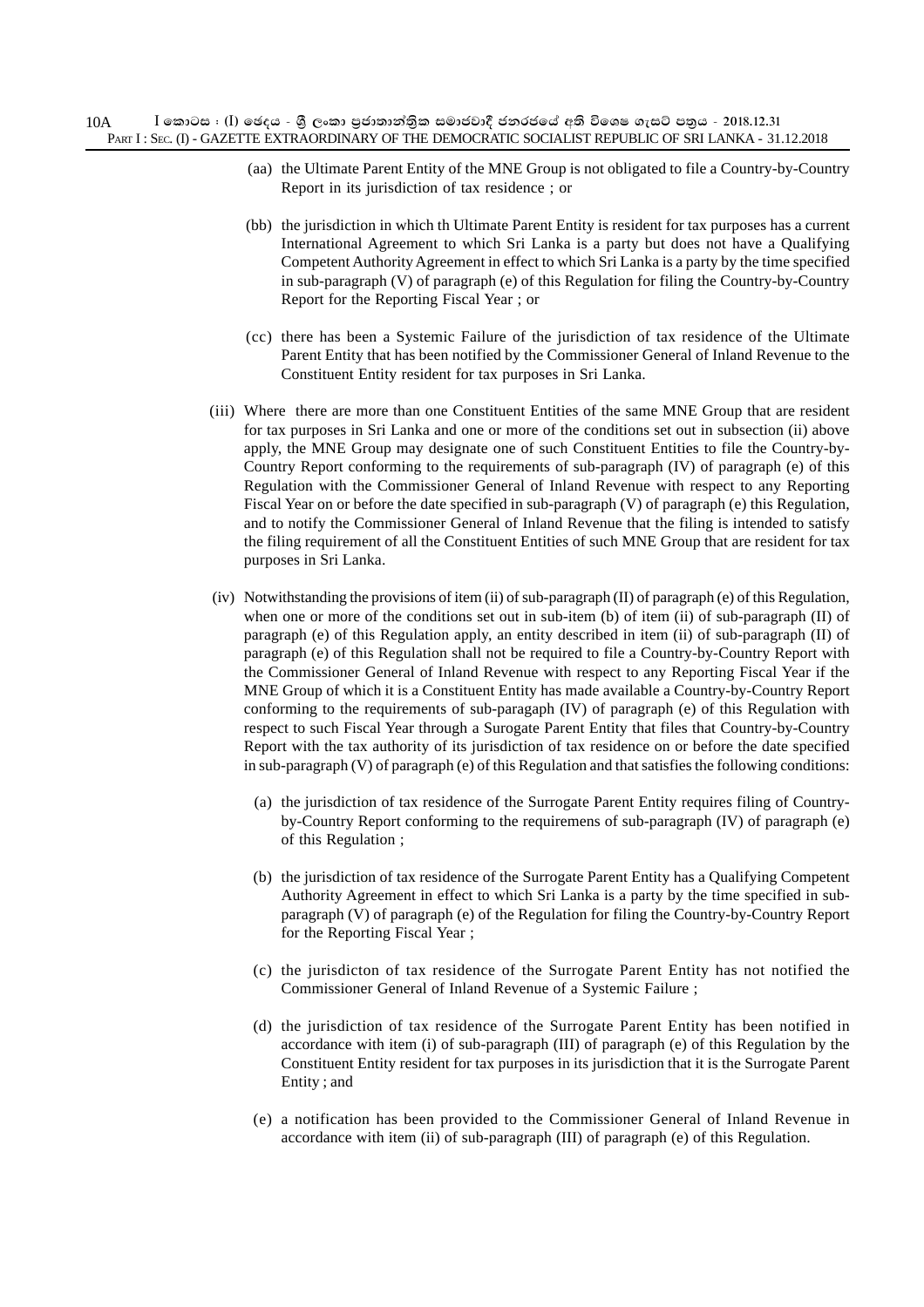(aa) the Ultimate Parent Entity of the MNE Group is not obligated to file a Country-by-Country Report in its jurisdiction of tax residence ; or

(bb) the jurisdiction in which th Ultimate Parent Entity is resident for tax purposes has a current International Agreement to which Sri Lanka is a party but does not have a Qualifying Competent Authority Agreement in effect to which Sri Lanka is a party by the time specified in sub-paragraph (V) of paragraph (e) of this Regulation for filing the Country-by-Country Report for the Reporting Fiscal Year ; or

(cc) there has been a Systemic Failure of the jurisdiction of tax residence of the Ultimate Parent Entity that has been notified by the Commissioner General of Inland Revenue to the Constituent Entity resident for tax purposes in Sri Lanka.

(iii) Where there are more than one Constituent Entities of the same MNE Group that are resident for tax purposes in Sri Lanka and one or more of the conditions set out in subsection (ii) above apply, the MNE Group may designate one of such Constituent Entities to file the Country-by-Country Report conforming to the requirements of sub-paragraph (IV) of paragraph (e) of this Regulation with the Commissioner General of Inland Revenue with respect to any Reporting Fiscal Year on or before the date specified in sub-paragraph (V) of paragraph (e) this Regulation, and to notify the Commissioner General of Inland Revenue that the filing is intended to satisfy the filing requirement of all the Constituent Entities of such MNE Group that are resident for tax purposes in Sri Lanka.

(iv) Notwithstanding the provisions of item (ii) of sub-paragraph (II) of paragraph (e) of this Regulation, when one or more of the conditions set out in sub-item (b) of item (ii) of sub-paragraph (II) of paragraph (e) of this Regulation apply, an entity described in item (ii) of sub-paragraph (II) of paragraph (e) of this Regulation shall not be required to file a Country-by-Country Report with the Commissioner General of Inland Revenue with respect to any Reporting Fiscal Year if the MNE Group of which it is a Constituent Entity has made available a Country-by-Country Report conforming to the requirements of sub-paragaph (IV) of paragraph (e) of this Regulation with respect to such Fiscal Year through a Surogate Parent Entity that files that Country-by-Country Report with the tax authority of its jurisdiction of tax residence on or before the date specified in sub-paragraph (V) of paragraph (e) of this Regulation and that satisfies the following conditions:

(a) the jurisdiction of tax residence of the Surrogate Parent Entity requires filing of Country-by-Country Report conforming to the requiremens of sub-paragraph (IV) of paragraph (e) of this Regulation ;

(b) the jurisdiction of tax residence of the Surrogate Parent Entity has a Qualifying Competent Authority Agreement in effect to which Sri Lanka is a party by the time specified in sub-paragraph (V) of paragraph (e) of the Regulation for filing the Country-by-Country Report for the Reporting Fiscal Year ;

(c) the jurisdicton of tax residence of the Surrogate Parent Entity has not notified the Commissioner General of Inland Revenue of a Systemic Failure ;

(d) the jurisdiction of tax residence of the Surrogate Parent Entity has been notified in accordance with item (i) of sub-paragraph (III) of paragraph (e) of this Regulation by the Constituent Entity resident for tax purposes in its jurisdiction that it is the Surrogate Parent Entity ; and

(e) a notification has been provided to the Commissioner General of Inland Revenue in accordance with item (ii) of sub-paragraph (III) of paragraph (e) of this Regulation.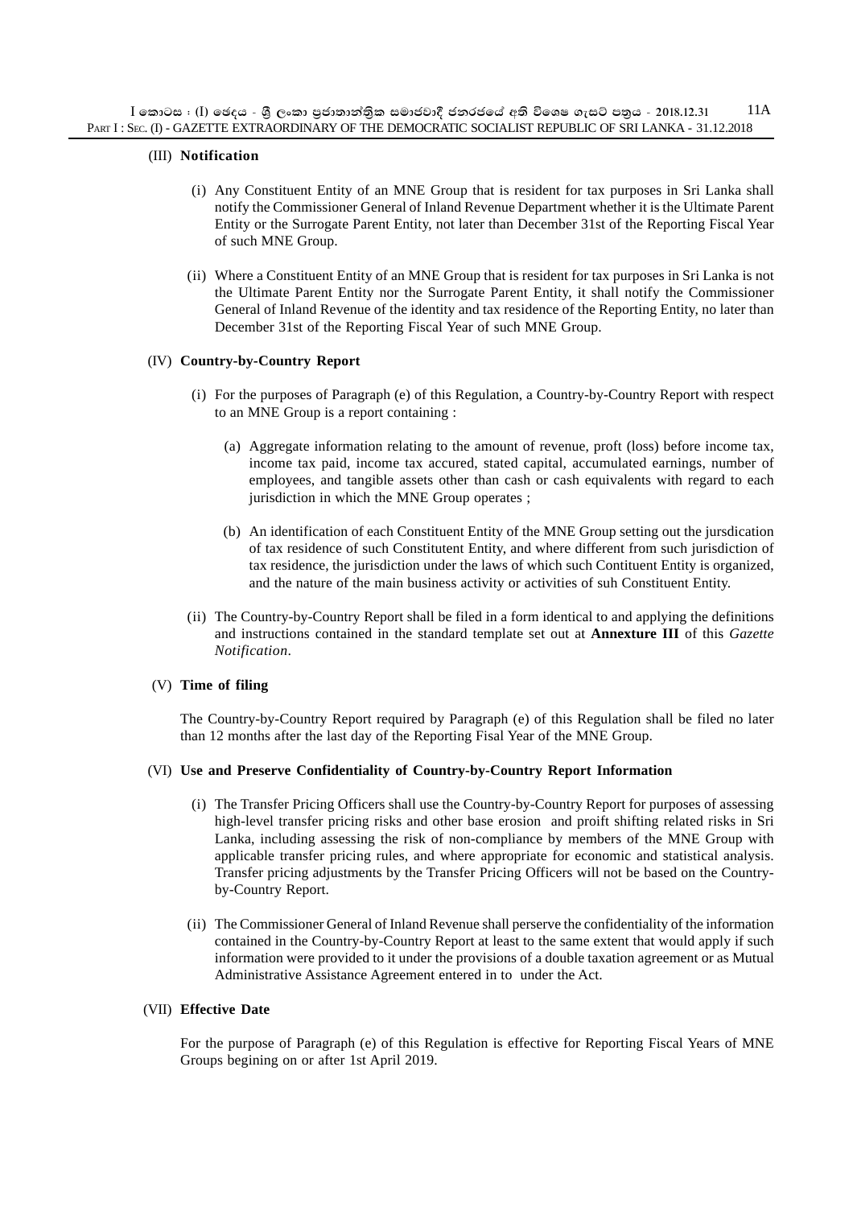### (III) **Notification**

(i) Any Constituent Entity of an MNE Group that is resident for tax purposes in Sri Lanka shall notify the Commissioner General of Inland Revenue Department whether it is the Ultimate Parent Entity or the Surrogate Parent Entity, not later than December 31st of the Reporting Fiscal Year of such MNE Group.

(ii) Where a Constituent Entity of an MNE Group that is resident for tax purposes in Sri Lanka is not the Ultimate Parent Entity nor the Surrogate Parent Entity, it shall notify the Commissioner General of Inland Revenue of the identity and tax residence of the Reporting Entity, no later than December 31st of the Reporting Fiscal Year of such MNE Group.

### (IV) **Country-by-Country Report**

(i) For the purposes of Paragraph (e) of this Regulation, a Country-by-Country Report with respect to an MNE Group is a report containing :

(a) Aggregate information relating to the amount of revenue, proft (loss) before income tax, income tax paid, income tax accured, stated capital, accumulated earnings, number of employees, and tangible assets other than cash or cash equivalents with regard to each jurisdiction in which the MNE Group operates ;

(b) An identification of each Constituent Entity of the MNE Group setting out the jursdication of tax residence of such Constitutent Entity, and where different from such jurisdiction of tax residence, the jurisdiction under the laws of which such Contituent Entity is organized, and the nature of the main business activity or activities of suh Constituent Entity.

(ii) The Country-by-Country Report shall be filed in a form identical to and applying the definitions and instructions contained in the standard template set out at **Annexture III** of this *Gazette Notification*.

### (V) **Time of filing**

The Country-by-Country Report required by Paragraph (e) of this Regulation shall be filed no later than 12 months after the last day of the Reporting Fisal Year of the MNE Group.

### (VI) **Use and Preserve Confidentiality of Country-by-Country Report Information**

(i) The Transfer Pricing Officers shall use the Country-by-Country Report for purposes of assessing high-level transfer pricing risks and other base erosion and proift shifting related risks in Sri Lanka, including assessing the risk of non-compliance by members of the MNE Group with applicable transfer pricing rules, and where appropriate for economic and statistical analysis. Transfer pricing adjustments by the Transfer Pricing Officers will not be based on the Country-by-Country Report.

(ii) The Commissioner General of Inland Revenue shall perserve the confidentiality of the information contained in the Country-by-Country Report at least to the same extent that would apply if such information were provided to it under the provisions of a double taxation agreement or as Mutual Administrative Assistance Agreement entered in to under the Act.

### (VII) **Effective Date**

For the purpose of Paragraph (e) of this Regulation is effective for Reporting Fiscal Years of MNE Groups begining on or after 1st April 2019.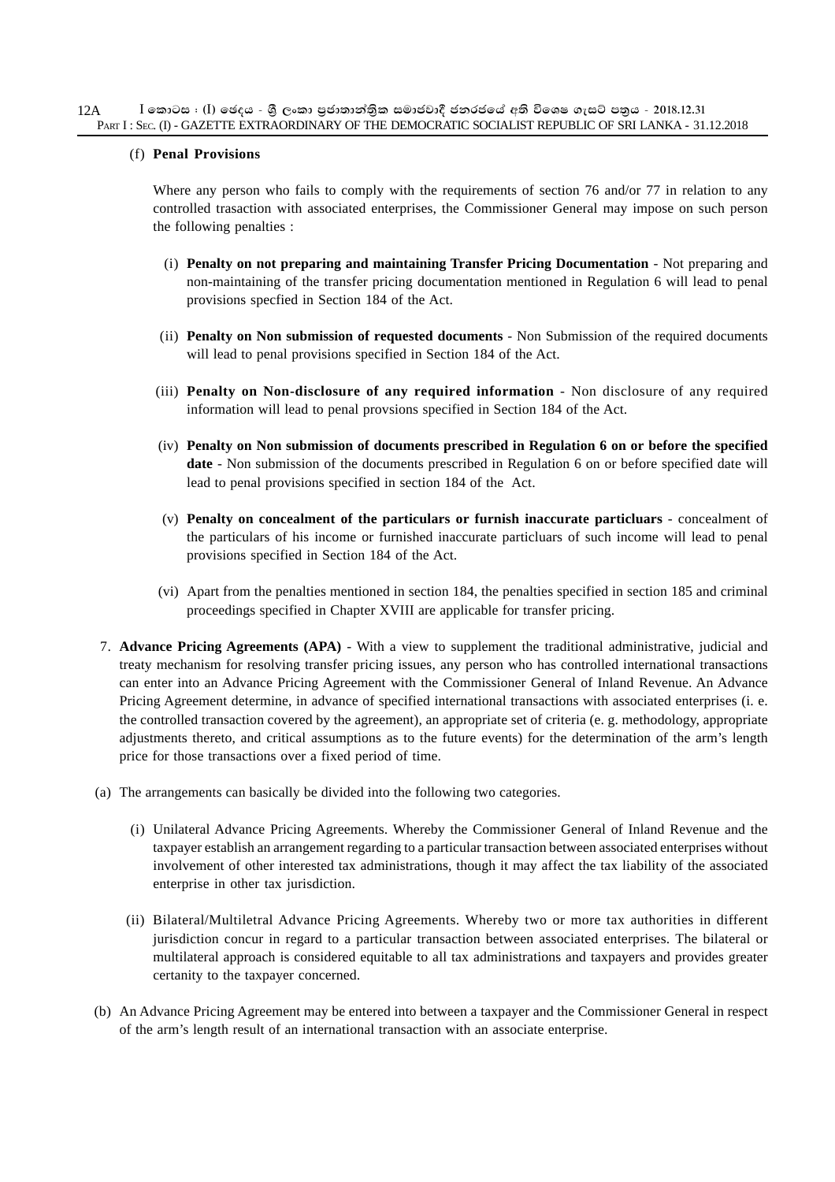(f) **Penal Provisions**

Where any person who fails to comply with the requirements of section 76 and/or 77 in relation to any controlled trasaction with associated enterprises, the Commissioner General may impose on such person the following penalties :

(i) **Penalty on not preparing and maintaining Transfer Pricing Documentation** - Not preparing and non-maintaining of the transfer pricing documentation mentioned in Regulation 6 will lead to penal provisions specfied in Section 184 of the Act.

(ii) **Penalty on Non submission of requested documents** - Non Submission of the required documents will lead to penal provisions specified in Section 184 of the Act.

(iii) **Penalty on Non-disclosure of any required information** - Non disclosure of any required information will lead to penal provsions specified in Section 184 of the Act.

(iv) **Penalty on Non submission of documents prescribed in Regulation 6 on or before the specified date** - Non submission of the documents prescribed in Regulation 6 on or before specified date will lead to penal provisions specified in section 184 of the Act.

(v) **Penalty on concealment of the particulars or furnish inaccurate particluars** - concealment of the particulars of his income or furnished inaccurate particluars of such income will lead to penal provisions specified in Section 184 of the Act.

(vi) Apart from the penalties mentioned in section 184, the penalties specified in section 185 and criminal proceedings specified in Chapter XVIII are applicable for transfer pricing.

7. **Advance Pricing Agreements (APA)** - With a view to supplement the traditional administrative, judicial and treaty mechanism for resolving transfer pricing issues, any person who has controlled international transactions can enter into an Advance Pricing Agreement with the Commissioner General of Inland Revenue. An Advance Pricing Agreement determine, in advance of specified international transactions with associated enterprises (i. e. the controlled transaction covered by the agreement), an appropriate set of criteria (e. g. methodology, appropriate adjustments thereto, and critical assumptions as to the future events) for the determination of the arm's length price for those transactions over a fixed period of time.

(a) The arrangements can basically be divided into the following two categories.

(i) Unilateral Advance Pricing Agreements. Whereby the Commissioner General of Inland Revenue and the taxpayer establish an arrangement regarding to a particular transaction between associated enterprises without involvement of other interested tax administrations, though it may affect the tax liability of the associated enterprise in other tax jurisdiction.

(ii) Bilateral/Multiletral Advance Pricing Agreements. Whereby two or more tax authorities in different jurisdiction concur in regard to a particular transaction between associated enterprises. The bilateral or multilateral approach is considered equitable to all tax administrations and taxpayers and provides greater certainty to the taxpayer concerned.

(b) An Advance Pricing Agreement may be entered into between a taxpayer and the Commissioner General in respect of the arm's length result of an international transaction with an associate enterprise.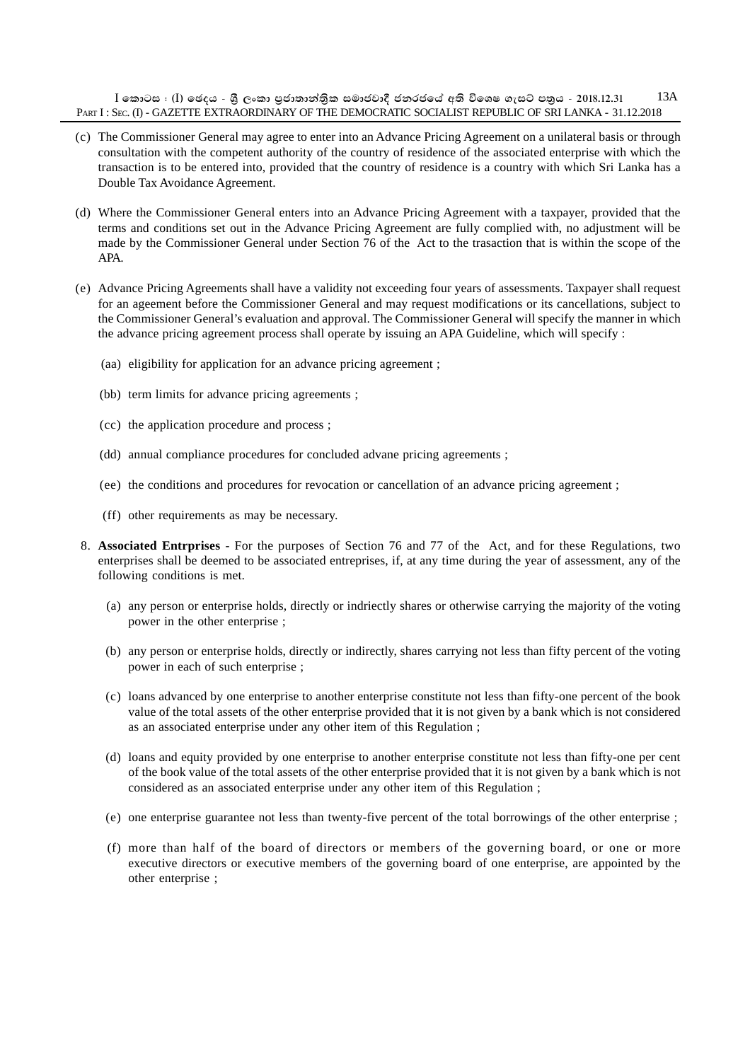(c) The Commissioner General may agree to enter into an Advance Pricing Agreement on a unilateral basis or through consultation with the competent authority of the country of residence of the associated enterprise with which the transaction is to be entered into, provided that the country of residence is a country with which Sri Lanka has a Double Tax Avoidance Agreement.

(d) Where the Commissioner General enters into an Advance Pricing Agreement with a taxpayer, provided that the terms and conditions set out in the Advance Pricing Agreement are fully complied with, no adjustment will be made by the Commissioner General under Section 76 of the Act to the trasaction that is within the scope of the APA.

(e) Advance Pricing Agreements shall have a validity not exceeding four years of assessments. Taxpayer shall request for an ageement before the Commissioner General and may request modifications or its cancellations, subject to the Commissioner General's evaluation and approval. The Commissioner General will specify the manner in which the advance pricing agreement process shall operate by issuing an APA Guideline, which will specify :

   (aa) eligibility for application for an advance pricing agreement ;

   (bb) term limits for advance pricing agreements ;

   (cc) the application procedure and process ;

   (dd) annual compliance procedures for concluded advane pricing agreements ;

   (ee) the conditions and procedures for revocation or cancellation of an advance pricing agreement ;

   (ff) other requirements as may be necessary.

8. **Associated Entrprises** - For the purposes of Section 76 and 77 of the Act, and for these Regulations, two enterprises shall be deemed to be associated entreprises, if, at any time during the year of assessment, any of the following conditions is met.

   (a) any person or enterprise holds, directly or indriectly shares or otherwise carrying the majority of the voting power in the other enterprise ;

   (b) any person or enterprise holds, directly or indirectly, shares carrying not less than fifty percent of the voting power in each of such enterprise ;

   (c) loans advanced by one enterprise to another enterprise constitute not less than fifty-one percent of the book value of the total assets of the other enterprise provided that it is not given by a bank which is not considered as an associated enterprise under any other item of this Regulation ;

   (d) loans and equity provided by one enterprise to another enterprise constitute not less than fifty-one per cent of the book value of the total assets of the other enterprise provided that it is not given by a bank which is not considered as an associated enterprise under any other item of this Regulation ;

   (e) one enterprise guarantee not less than twenty-five percent of the total borrowings of the other enterprise ;

   (f) more than half of the board of directors or members of the governing board, or one or more executive directors or executive members of the governing board of one enterprise, are appointed by the other enterprise ;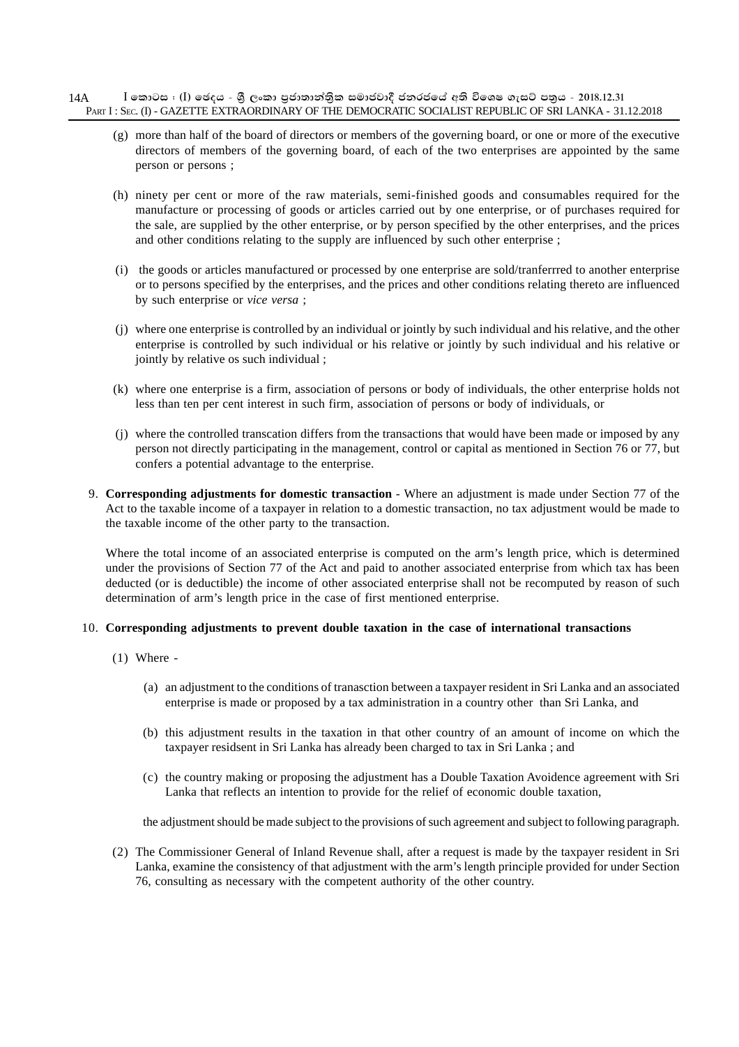(g) more than half of the board of directors or members of the governing board, or one or more of the executive directors of members of the governing board, of each of the two enterprises are appointed by the same person or persons ;

(h) ninety per cent or more of the raw materials, semi-finished goods and consumables required for the manufacture or processing of goods or articles carried out by one enterprise, or of purchases required for the sale, are supplied by the other enterprise, or by person specified by the other enterprises, and the prices and other conditions relating to the supply are influenced by such other enterprise ;

(i) the goods or articles manufactured or processed by one enterprise are sold/tranferrred to another enterprise or to persons specified by the enterprises, and the prices and other conditions relating thereto are influenced by such enterprise or *vice versa* ;

(j) where one enterprise is controlled by an individual or jointly by such individual and his relative, and the other enterprise is controlled by such individual or his relative or jointly by such individual and his relative or jointly by relative os such individual ;

(k) where one enterprise is a firm, association of persons or body of individuals, the other enterprise holds not less than ten per cent interest in such firm, association of persons or body of individuals, or

(j) where the controlled transcation differs from the transactions that would have been made or imposed by any person not directly participating in the management, control or capital as mentioned in Section 76 or 77, but confers a potential advantage to the enterprise.

9. **Corresponding adjustments for domestic transaction** - Where an adjustment is made under Section 77 of the Act to the taxable income of a taxpayer in relation to a domestic transaction, no tax adjustment would be made to the taxable income of the other party to the transaction.

Where the total income of an associated enterprise is computed on the arm's length price, which is determined under the provisions of Section 77 of the Act and paid to another associated enterprise from which tax has been deducted (or is deductible) the income of other associated enterprise shall not be recomputed by reason of such determination of arm's length price in the case of first mentioned enterprise.

10. **Corresponding adjustments to prevent double taxation in the case of international transactions**

(1) Where -

(a) an adjustment to the conditions of tranasction between a taxpayer resident in Sri Lanka and an associated enterprise is made or proposed by a tax administration in a country other than Sri Lanka, and

(b) this adjustment results in the taxation in that other country of an amount of income on which the taxpayer residsent in Sri Lanka has already been charged to tax in Sri Lanka ; and

(c) the country making or proposing the adjustment has a Double Taxation Avoidence agreement with Sri Lanka that reflects an intention to provide for the relief of economic double taxation,

the adjustment should be made subject to the provisions of such agreement and subject to following paragraph.

(2) The Commissioner General of Inland Revenue shall, after a request is made by the taxpayer resident in Sri Lanka, examine the consistency of that adjustment with the arm's length principle provided for under Section 76, consulting as necessary with the competent authority of the other country.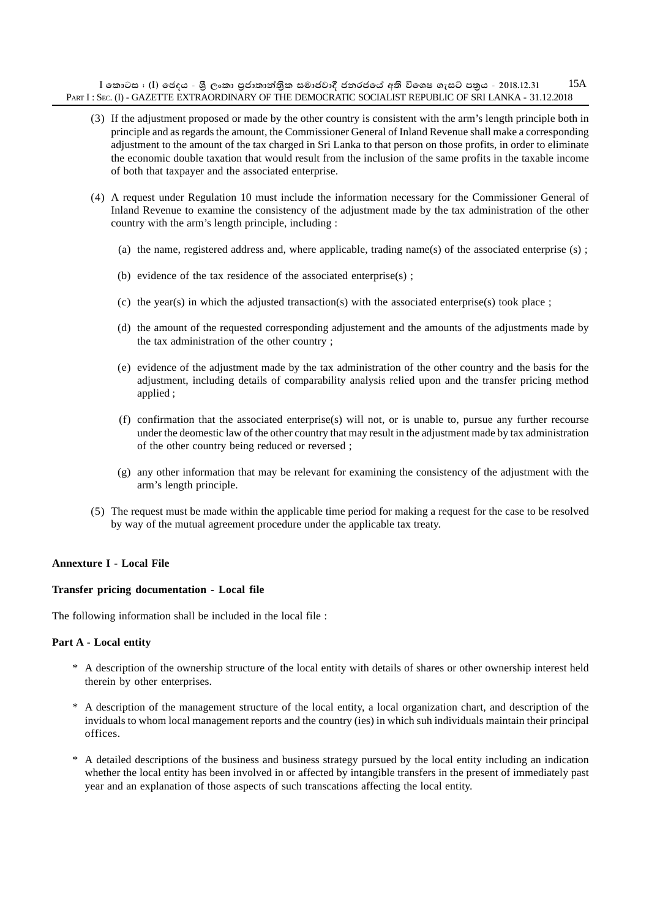(3) If the adjustment proposed or made by the other country is consistent with the arm's length principle both in principle and as regards the amount, the Commissioner General of Inland Revenue shall make a corresponding adjustment to the amount of the tax charged in Sri Lanka to that person on those profits, in order to eliminate the economic double taxation that would result from the inclusion of the same profits in the taxable income of both that taxpayer and the associated enterprise.

(4) A request under Regulation 10 must include the information necessary for the Commissioner General of Inland Revenue to examine the consistency of the adjustment made by the tax administration of the other country with the arm's length principle, including :

(a) the name, registered address and, where applicable, trading name(s) of the associated enterprise (s) ;

(b) evidence of the tax residence of the associated enterprise(s) ;

(c) the year(s) in which the adjusted transaction(s) with the associated enterprise(s) took place ;

(d) the amount of the requested corresponding adjustement and the amounts of the adjustments made by the tax administration of the other country ;

(e) evidence of the adjustment made by the tax administration of the other country and the basis for the adjustment, including details of comparability analysis relied upon and the transfer pricing method applied ;

(f) confirmation that the associated enterprise(s) will not, or is unable to, pursue any further recourse under the deomestic law of the other country that may result in the adjustment made by tax administration of the other country being reduced or reversed ;

(g) any other information that may be relevant for examining the consistency of the adjustment with the arm's length principle.

(5) The request must be made within the applicable time period for making a request for the case to be resolved by way of the mutual agreement procedure under the applicable tax treaty.

**Annexture I - Local File**

**Transfer pricing documentation - Local file**

The following information shall be included in the local file :

**Part A - Local entity**

* A description of the ownership structure of the local entity with details of shares or other ownership interest held therein by other enterprises.

* A description of the management structure of the local entity, a local organization chart, and description of the inviduals to whom local management reports and the country (ies) in which suh individuals maintain their principal offices.

* A detailed descriptions of the business and business strategy pursued by the local entity including an indication whether the local entity has been involved in or affected by intangible transfers in the present of immediately past year and an explanation of those aspects of such transcations affecting the local entity.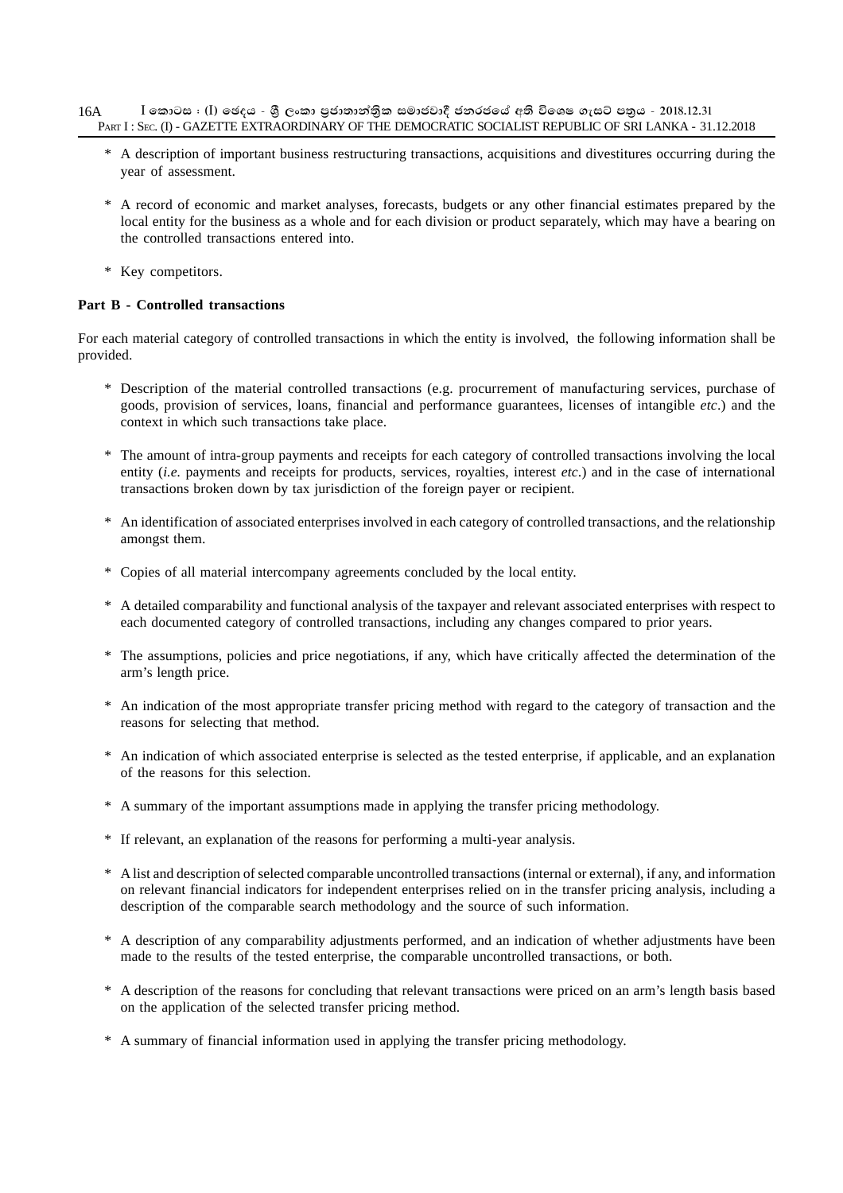* A description of important business restructuring transactions, acquisitions and divestitures occurring during the year of assessment.

* A record of economic and market analyses, forecasts, budgets or any other financial estimates prepared by the local entity for the business as a whole and for each division or product separately, which may have a bearing on the controlled transactions entered into.

* Key competitors.

**Part B - Controlled transactions**

For each material category of controlled transactions in which the entity is involved, the following information shall be provided.

* Description of the material controlled transactions (e.g. procurement of manufacturing services, purchase of goods, provision of services, loans, financial and performance guarantees, licenses of intangible *etc*.) and the context in which such transactions take place.

* The amount of intra-group payments and receipts for each category of controlled transactions involving the local entity (*i.e.* payments and receipts for products, services, royalties, interest *etc*.) and in the case of international transactions broken down by tax jurisdiction of the foreign payer or recipient.

* An identification of associated enterprises involved in each category of controlled transactions, and the relationship amongst them.

* Copies of all material intercompany agreements concluded by the local entity.

* A detailed comparability and functional analysis of the taxpayer and relevant associated enterprises with respect to each documented category of controlled transactions, including any changes compared to prior years.

* The assumptions, policies and price negotiations, if any, which have critically affected the determination of the arm's length price.

* An indication of the most appropriate transfer pricing method with regard to the category of transaction and the reasons for selecting that method.

* An indication of which associated enterprise is selected as the tested enterprise, if applicable, and an explanation of the reasons for this selection.

* A summary of the important assumptions made in applying the transfer pricing methodology.

* If relevant, an explanation of the reasons for performing a multi-year analysis.

* A list and description of selected comparable uncontrolled transactions (internal or external), if any, and information on relevant financial indicators for independent enterprises relied on in the transfer pricing analysis, including a description of the comparable search methodology and the source of such information.

* A description of any comparability adjustments performed, and an indication of whether adjustments have been made to the results of the tested enterprise, the comparable uncontrolled transactions, or both.

* A description of the reasons for concluding that relevant transactions were priced on an arm's length basis based on the application of the selected transfer pricing method.

* A summary of financial information used in applying the transfer pricing methodology.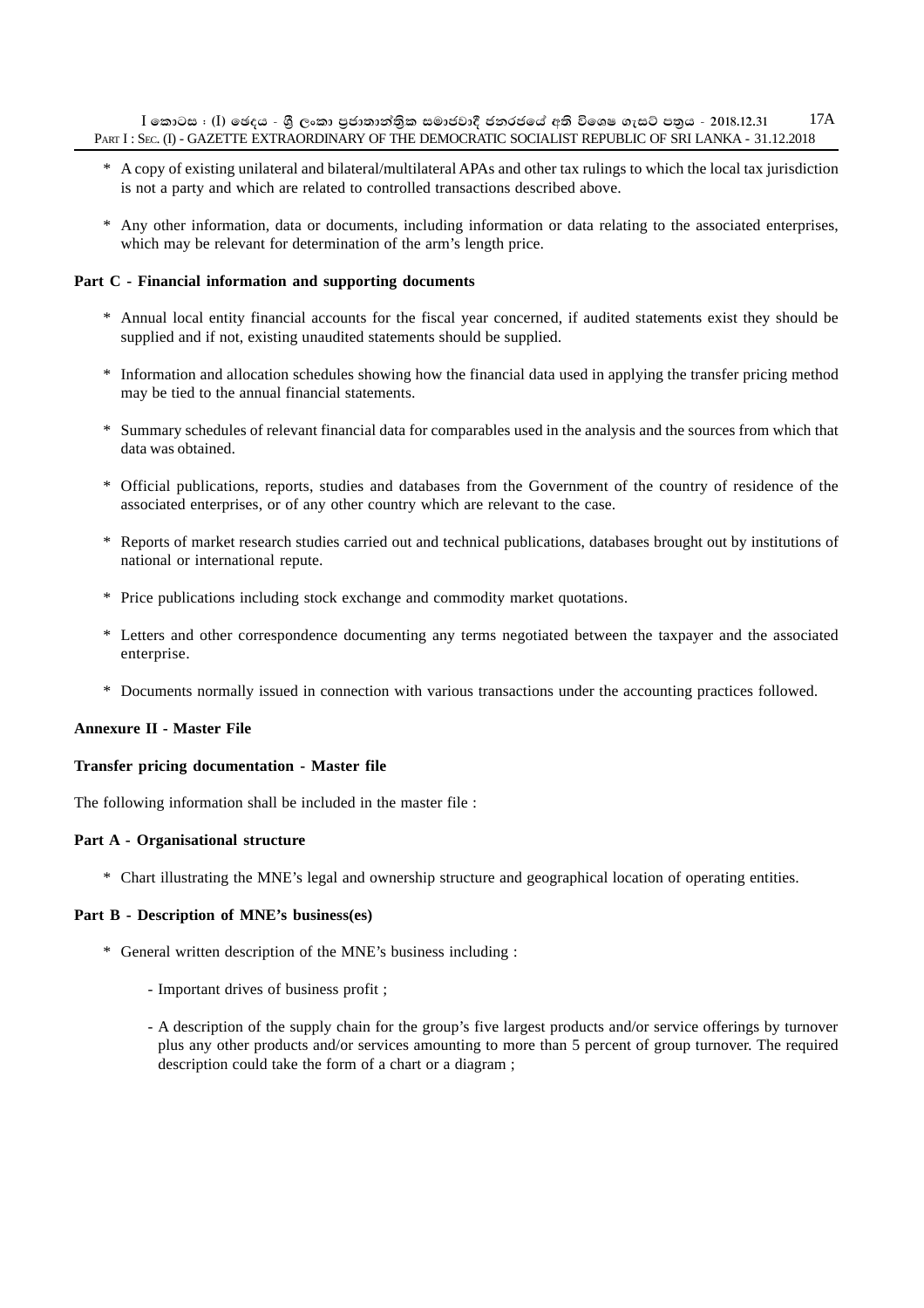* A copy of existing unilateral and bilateral/multilateral APAs and other tax rulings to which the local tax jurisdiction is not a party and which are related to controlled transactions described above.

* Any other information, data or documents, including information or data relating to the associated enterprises, which may be relevant for determination of the arm's length price.

**Part C - Financial information and supporting documents**

* Annual local entity financial accounts for the fiscal year concerned, if audited statements exist they should be supplied and if not, existing unaudited statements should be supplied.

* Information and allocation schedules showing how the financial data used in applying the transfer pricing method may be tied to the annual financial statements.

* Summary schedules of relevant financial data for comparables used in the analysis and the sources from which that data was obtained.

* Official publications, reports, studies and databases from the Government of the country of residence of the associated enterprises, or of any other country which are relevant to the case.

* Reports of market research studies carried out and technical publications, databases brought out by institutions of national or international repute.

* Price publications including stock exchange and commodity market quotations.

* Letters and other correspondence documenting any terms negotiated between the taxpayer and the associated enterprise.

* Documents normally issued in connection with various transactions under the accounting practices followed.

**Annexure II - Master File**

**Transfer pricing documentation - Master file**

The following information shall be included in the master file :

**Part A - Organisational structure**

* Chart illustrating the MNE's legal and ownership structure and geographical location of operating entities.

**Part B - Description of MNE's business(es)**

* General written description of the MNE's business including :

    - Important drives of business profit ;

    - A description of the supply chain for the group's five largest products and/or service offerings by turnover plus any other products and/or services amounting to more than 5 percent of group turnover. The required description could take the form of a chart or a diagram ;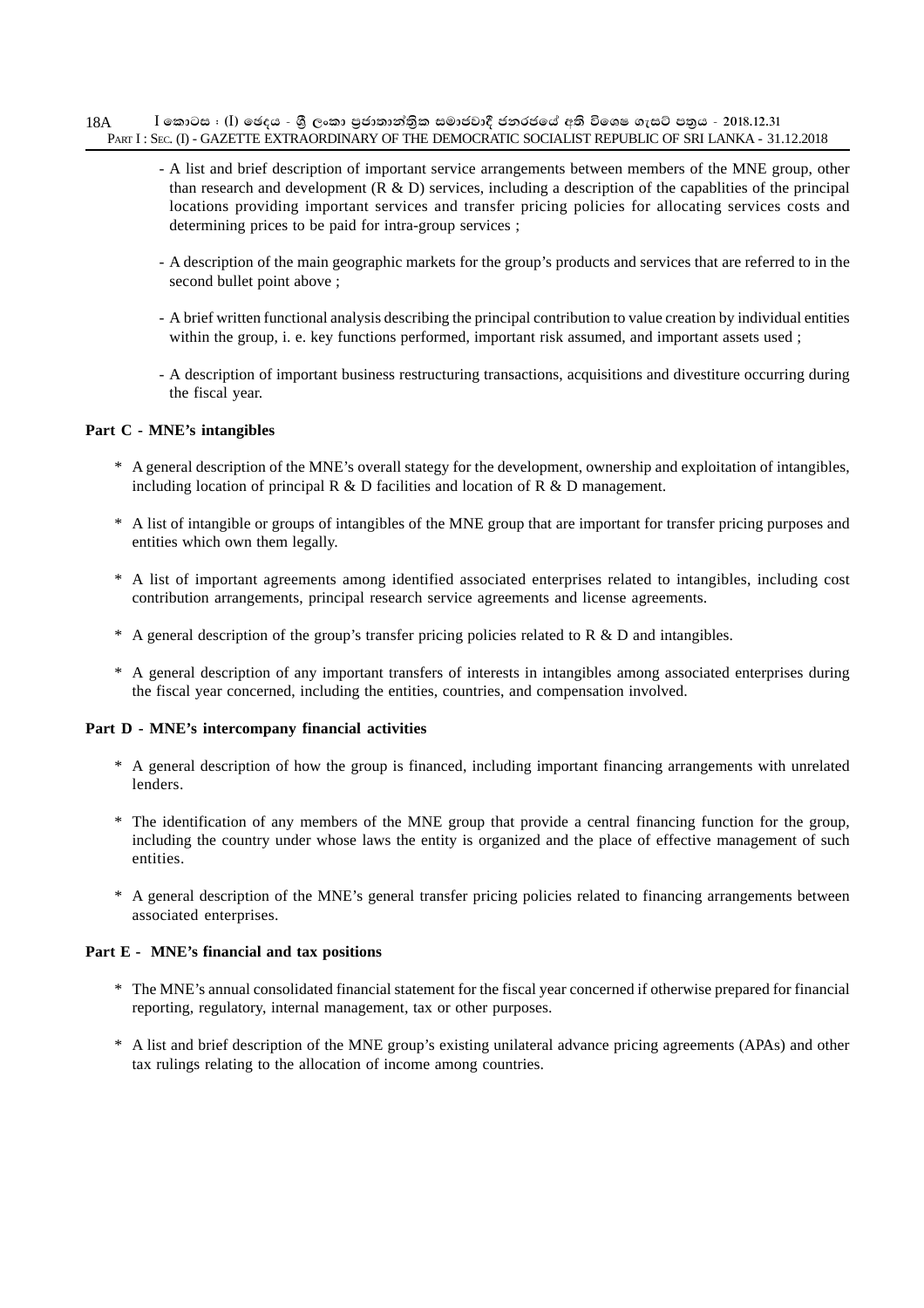- A list and brief description of important service arrangements between members of the MNE group, other than research and development (R & D) services, including a description of the capablities of the principal locations providing important services and transfer pricing policies for allocating services costs and determining prices to be paid for intra-group services ;

- A description of the main geographic markets for the group's products and services that are referred to in the second bullet point above ;

- A brief written functional analysis describing the principal contribution to value creation by individual entities within the group, i. e. key functions performed, important risk assumed, and important assets used ;

- A description of important business restructuring transactions, acquisitions and divestiture occurring during the fiscal year.

**Part C - MNE's intangibles**

* A general description of the MNE's overall stategy for the development, ownership and exploitation of intangibles, including location of principal R & D facilities and location of R & D management.

* A list of intangible or groups of intangibles of the MNE group that are important for transfer pricing purposes and entities which own them legally.

* A list of important agreements among identified associated enterprises related to intangibles, including cost contribution arrangements, principal research service agreements and license agreements.

* A general description of the group's transfer pricing policies related to R & D and intangibles.

* A general description of any important transfers of interests in intangibles among associated enterprises during the fiscal year concerned, including the entities, countries, and compensation involved.

**Part D - MNE's intercompany financial activities**

* A general description of how the group is financed, including important financing arrangements with unrelated lenders.

* The identification of any members of the MNE group that provide a central financing function for the group, including the country under whose laws the entity is organized and the place of effective management of such entities.

* A general description of the MNE's general transfer pricing policies related to financing arrangements between associated enterprises.

**Part E - MNE's financial and tax positions**

* The MNE's annual consolidated financial statement for the fiscal year concerned if otherwise prepared for financial reporting, regulatory, internal management, tax or other purposes.

* A list and brief description of the MNE group's existing unilateral advance pricing agreements (APAs) and other tax rulings relating to the allocation of income among countries.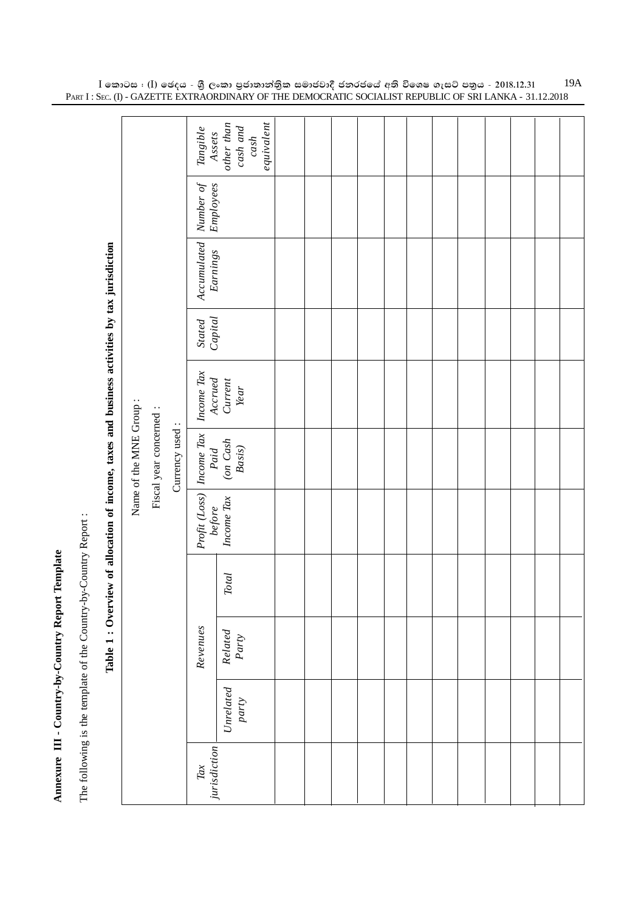**Annexure III - Country-by-Country Report Template**

The following is the template of the Country-by-Country Report :

**Table 1 : Overview of allocation of income, taxes and business activities by tax jurisdiction**

Name of the MNE Group :

Fiscal year concerned :

Currency used :

| *Tax jurisdiction* | *Revenues* | | | *Profit (Loss) before Income Tax* | *Income Tax Paid (on Cash Basis)* | *Income Tax Accrued Current Year* | *Stated Capital* | *Accumulated Earnings* | *Number of Employees* | *Tangible Assets other than cash and cash equivalent* |
|---|---|---|---|---|---|---|---|---|---|---|
| | *Unrelated party* | *Related Party* | *Total* | | | | | | | |
| | | | | | | | | | | |
| | | | | | | | | | | |
| | | | | | | | | | | |
| | | | | | | | | | | |
| | | | | | | | | | | |
| | | | | | | | | | | |
| | | | | | | | | | | |
| | | | | | | | | | | |
| | | | | | | | | | | |
| | | | | | | | | | | |
| | | | | | | | | | | |
| | | | | | | | | | | |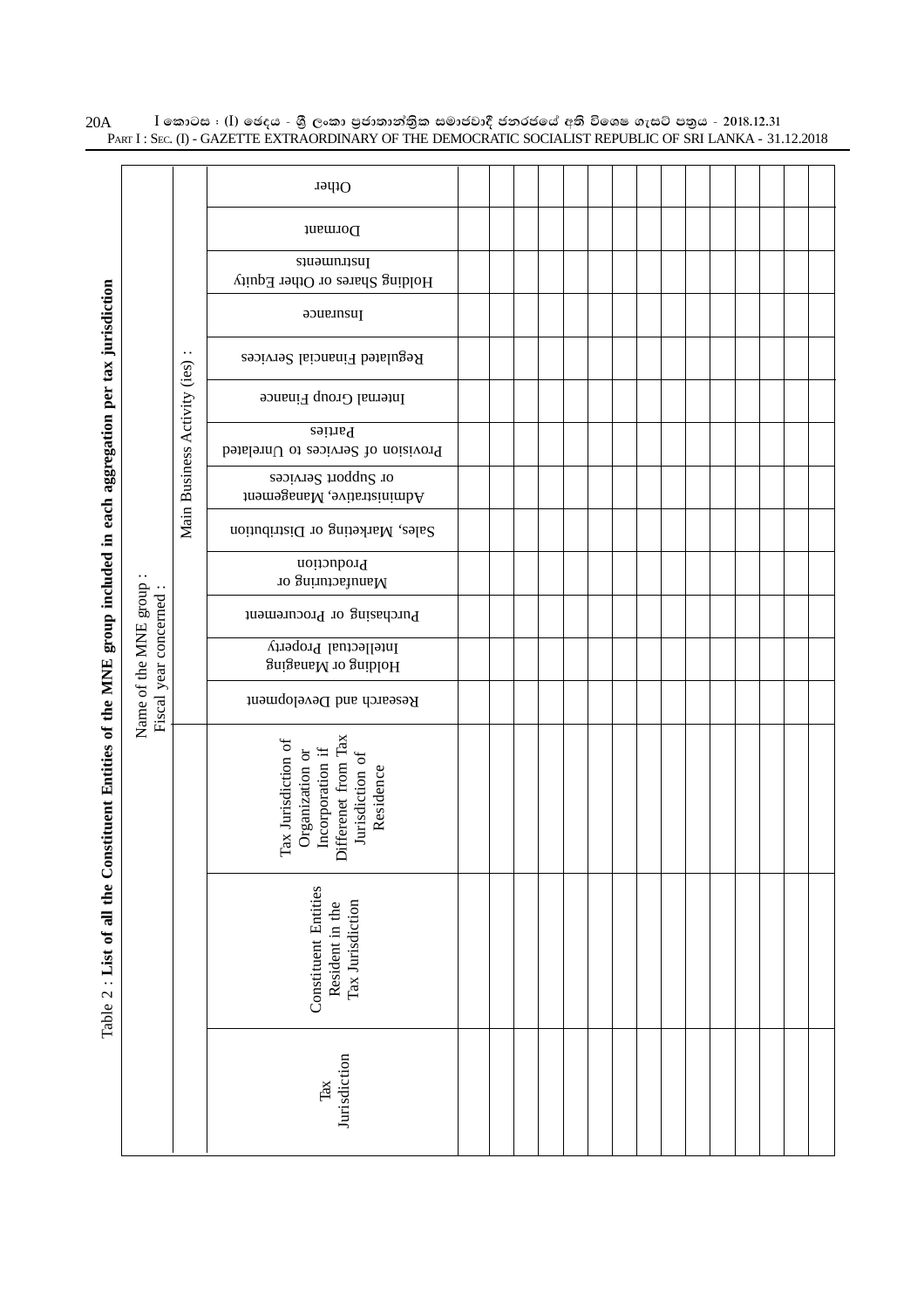Table 2 : **List of all the Constituent Entities of the MNE group included in each aggregation per tax jurisdiction**

Name of the MNE group :

Fiscal year concerned :

| Tax Jurisdiction | Constituent Entities Resident in the Tax Jurisdiction | Tax Jurisdiction of Organization or Incorporation if Differenet from Tax Jurisdiction of Residence | Main Business Activity (ies) : | | | | | | | | | | | | |
|---|---|---|---|---|---|---|---|---|---|---|---|---|---|---|---|
| | | | Research and Development | Holding or Managing Intellectual Property | Purchasing or Procurement | Manufacturing or Production | Sales, Marketing or Distribution | Administrative, Management or Support Services | Provision of Services to Unrelated Parties | Internal Group Finance | Regulated Financial Services | Insurance | Holding Shares or Other Equity Instruments | Dormant | Other |
| | | | | | | | | | | | | | | | |
| | | | | | | | | | | | | | | | |
| | | | | | | | | | | | | | | | |
| | | | | | | | | | | | | | | | |
| | | | | | | | | | | | | | | | |
| | | | | | | | | | | | | | | | |
| | | | | | | | | | | | | | | | |
| | | | | | | | | | | | | | | | |
| | | | | | | | | | | | | | | | |
| | | | | | | | | | | | | | | | |
| | | | | | | | | | | | | | | | |
| | | | | | | | | | | | | | | | |
| | | | | | | | | | | | | | | | |
| | | | | | | | | | | | | | | | |
| | | | | | | | | | | | | | | | |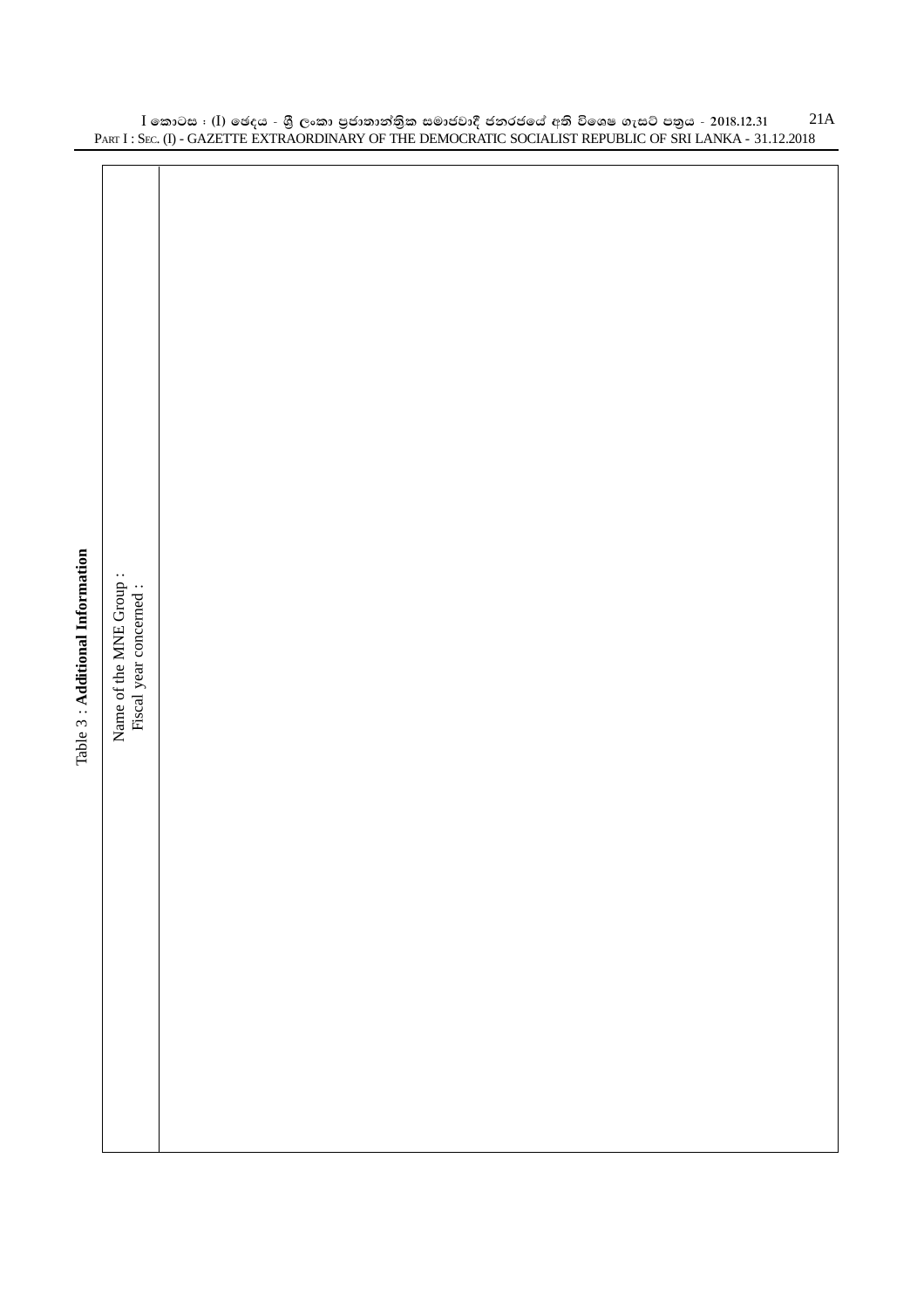Table 3 : **Additional Information**

Name of the MNE Group :
Fiscal year concerned :

| |
|---|
| |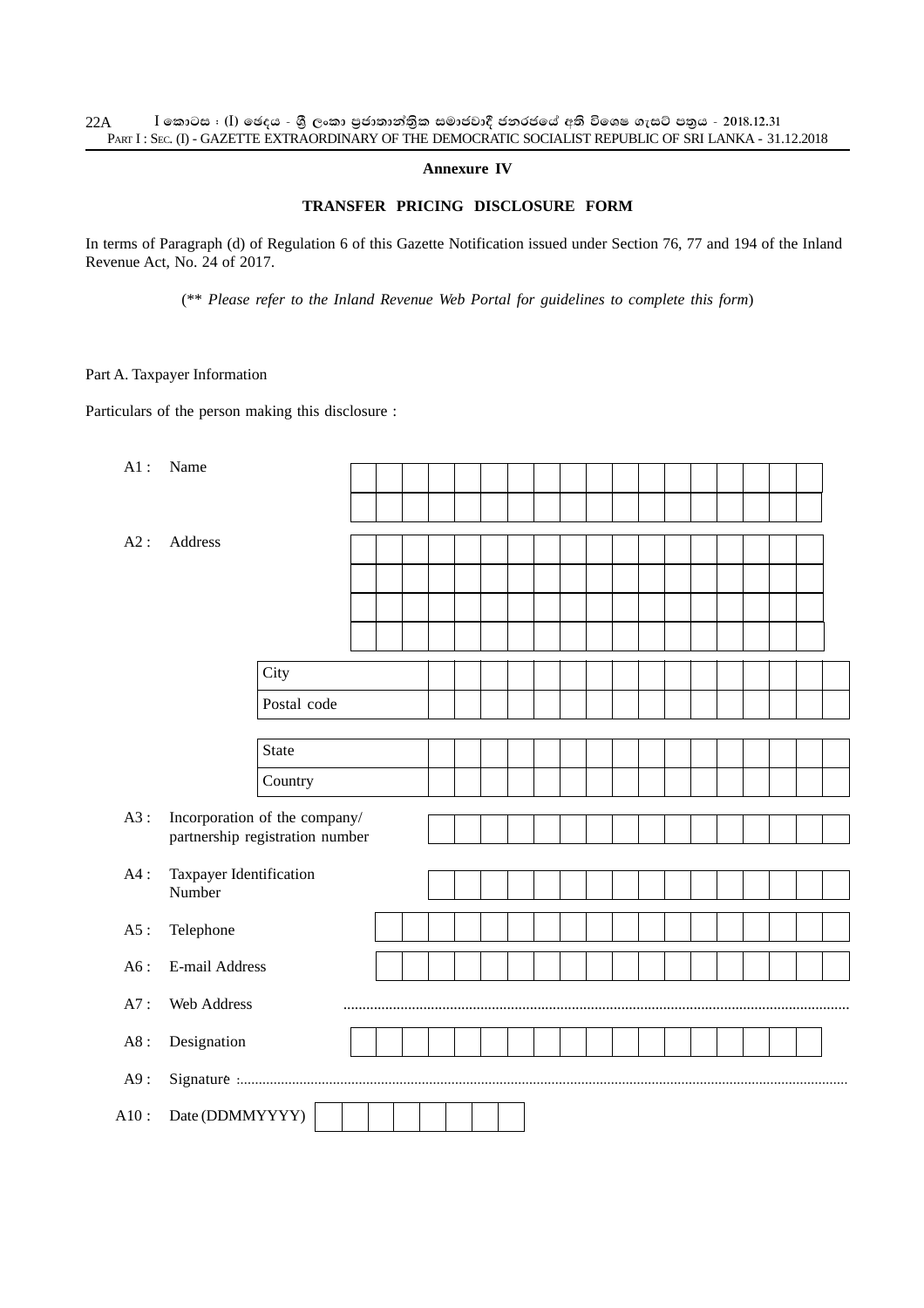## Annexure IV

### TRANSFER PRICING DISCLOSURE FORM

In terms of Paragraph (d) of Regulation 6 of this Gazette Notification issued under Section 76, 77 and 194 of the Inland Revenue Act, No. 24 of 2017.

(\*\* *Please refer to the Inland Revenue Web Portal for guidelines to complete this form*)

Part A. Taxpayer Information

Particulars of the person making this disclosure :

| | | |
|---|---|---|
| A1 : | Name | |
| A2 : | Address | |
| | City | |
| | Postal code | |
| | State | |
| | Country | |
| A3 : | Incorporation of the company/ partnership registration number | |
| A4 : | Taxpayer Identification Number | |
| A5 : | Telephone | |
| A6 : | E-mail Address | |
| A7 : | Web Address | ........................................ |
| A8 : | Designation | |
| A9 : | Signature : | ........................................ |
| A10 : | Date (DDMMYYYY) | |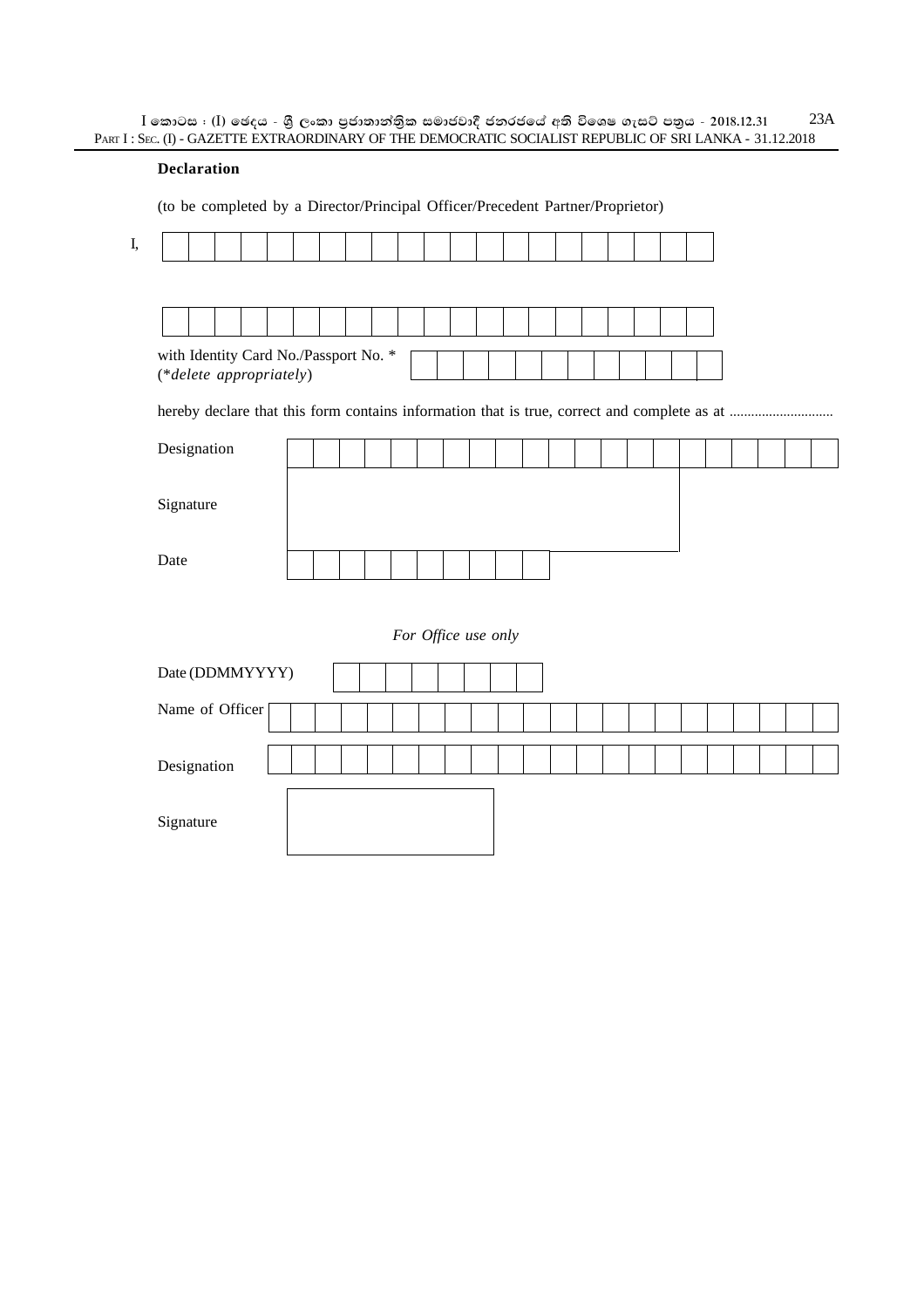**Declaration**

(to be completed by a Director/Principal Officer/Precedent Partner/Proprietor)

I, | | | | | | | | | | | | | | | | | | | | | |

| | | | | | | | | | | | | | | | | | | | | |

with Identity Card No./Passport No. * | | | | | | | | | | | | |
(**delete appropriately*)

hereby declare that this form contains information that is true, correct and complete as at ............................

Designation | | | | | | | | | | | | | | | | | | | | | | |

Signature

Date | | | | | | | | | | |

*For Office use only*

Date (DDMMYYYY) | | | | | | | | | |

Name of Officer | | | | | | | | | | | | | | | | | | | | | | |

Designation | | | | | | | | | | | | | | | | | | | | | | |

Signature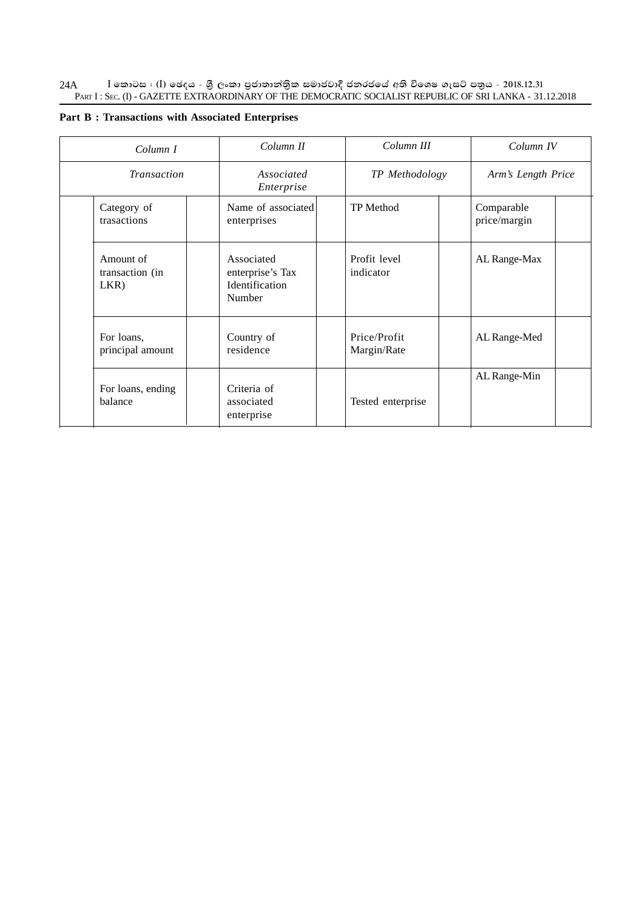**Part B : Transactions with Associated Enterprises**

| *Column I* | | *Column II* | | *Column III* | | *Column IV* | |
|---|---|---|---|---|---|---|---|
| *Transaction* | | *Associated Enterprise* | | *TP Methodology* | | *Arm's Length Price* | |
| Category of trasactions | | Name of associated enterprises | | TP Method | | Comparable price/margin | |
| Amount of transaction (in LKR) | | Associated enterprise's Tax Identification Number | | Profit level indicator | | AL Range-Max | |
| For loans, principal amount | | Country of residence | | Price/Profit Margin/Rate | | AL Range-Med | |
| For loans, ending balance | | Criteria of associated enterprise | | Tested enterprise | | AL Range-Min | |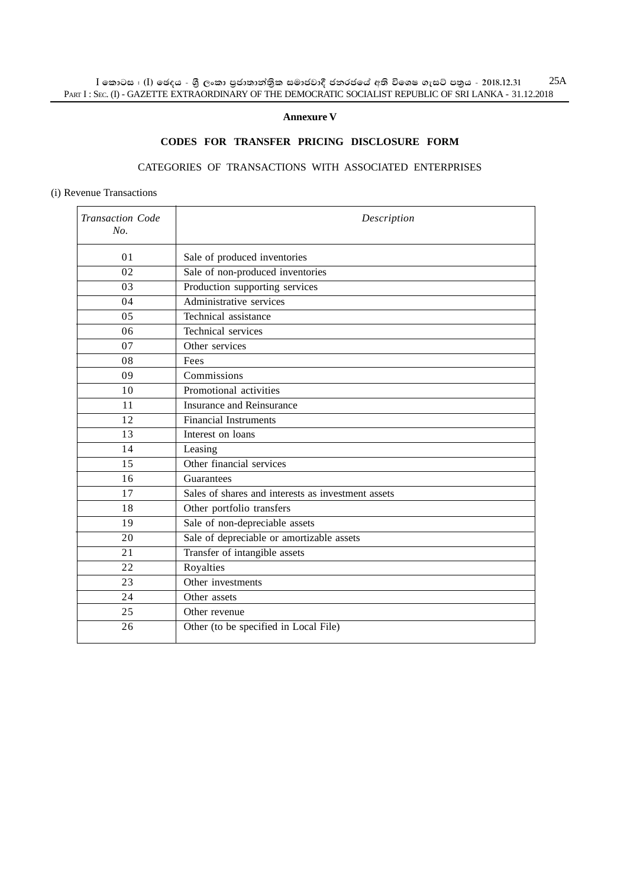**Annexure V**

## CODES FOR TRANSFER PRICING DISCLOSURE FORM

### CATEGORIES OF TRANSACTIONS WITH ASSOCIATED ENTERPRISES

(i) Revenue Transactions

| *Transaction Code No.* | *Description* |
|---|---|
| 01 | Sale of produced inventories |
| 02 | Sale of non-produced inventories |
| 03 | Production supporting services |
| 04 | Administrative services |
| 05 | Technical assistance |
| 06 | Technical services |
| 07 | Other services |
| 08 | Fees |
| 09 | Commissions |
| 10 | Promotional activities |
| 11 | Insurance and Reinsurance |
| 12 | Financial Instruments |
| 13 | Interest on loans |
| 14 | Leasing |
| 15 | Other financial services |
| 16 | Guarantees |
| 17 | Sales of shares and interests as investment assets |
| 18 | Other portfolio transfers |
| 19 | Sale of non-depreciable assets |
| 20 | Sale of depreciable or amortizable assets |
| 21 | Transfer of intangible assets |
| 22 | Royalties |
| 23 | Other investments |
| 24 | Other assets |
| 25 | Other revenue |
| 26 | Other (to be specified in Local File) |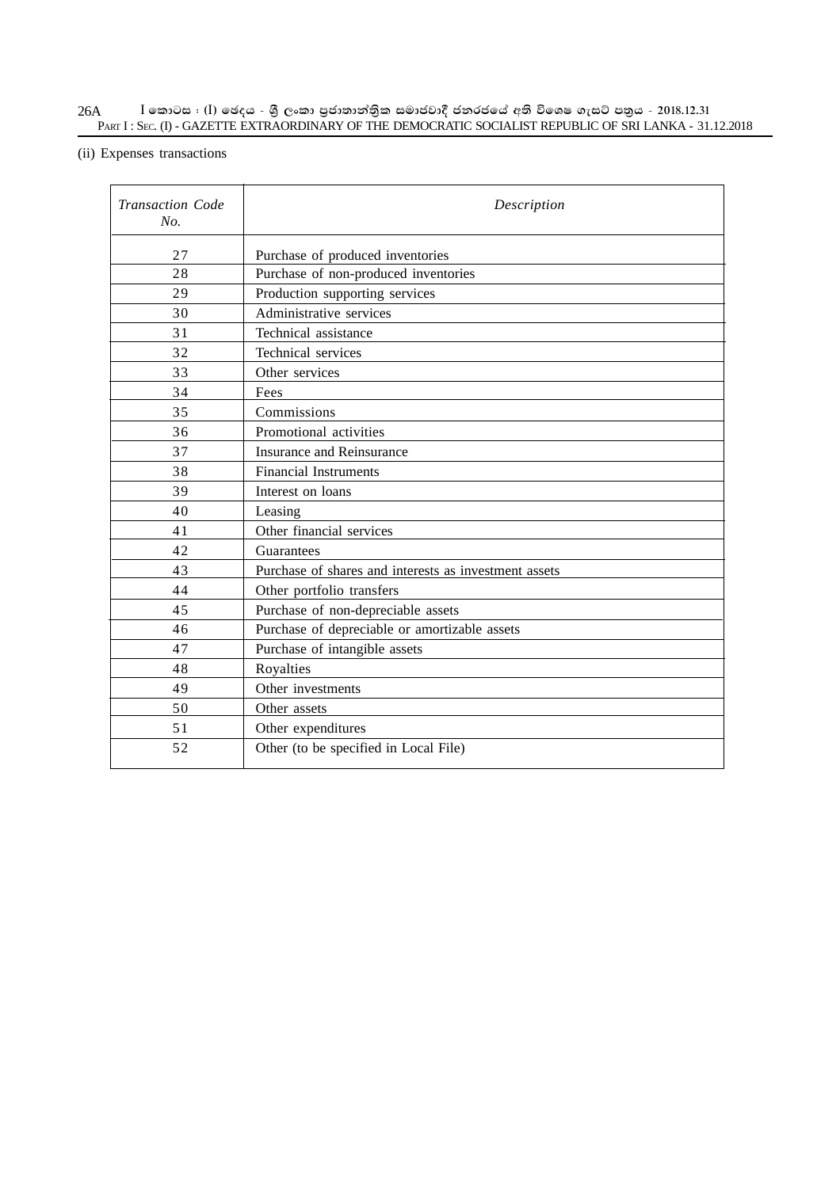(ii) Expenses transactions

| *Transaction Code No.* | *Description* |
|---|---|
| 27 | Purchase of produced inventories |
| 28 | Purchase of non-produced inventories |
| 29 | Production supporting services |
| 30 | Administrative services |
| 31 | Technical assistance |
| 32 | Technical services |
| 33 | Other services |
| 34 | Fees |
| 35 | Commissions |
| 36 | Promotional activities |
| 37 | Insurance and Reinsurance |
| 38 | Financial Instruments |
| 39 | Interest on loans |
| 40 | Leasing |
| 41 | Other financial services |
| 42 | Guarantees |
| 43 | Purchase of shares and interests as investment assets |
| 44 | Other portfolio transfers |
| 45 | Purchase of non-depreciable assets |
| 46 | Purchase of depreciable or amortizable assets |
| 47 | Purchase of intangible assets |
| 48 | Royalties |
| 49 | Other investments |
| 50 | Other assets |
| 51 | Other expenditures |
| 52 | Other (to be specified in Local File) |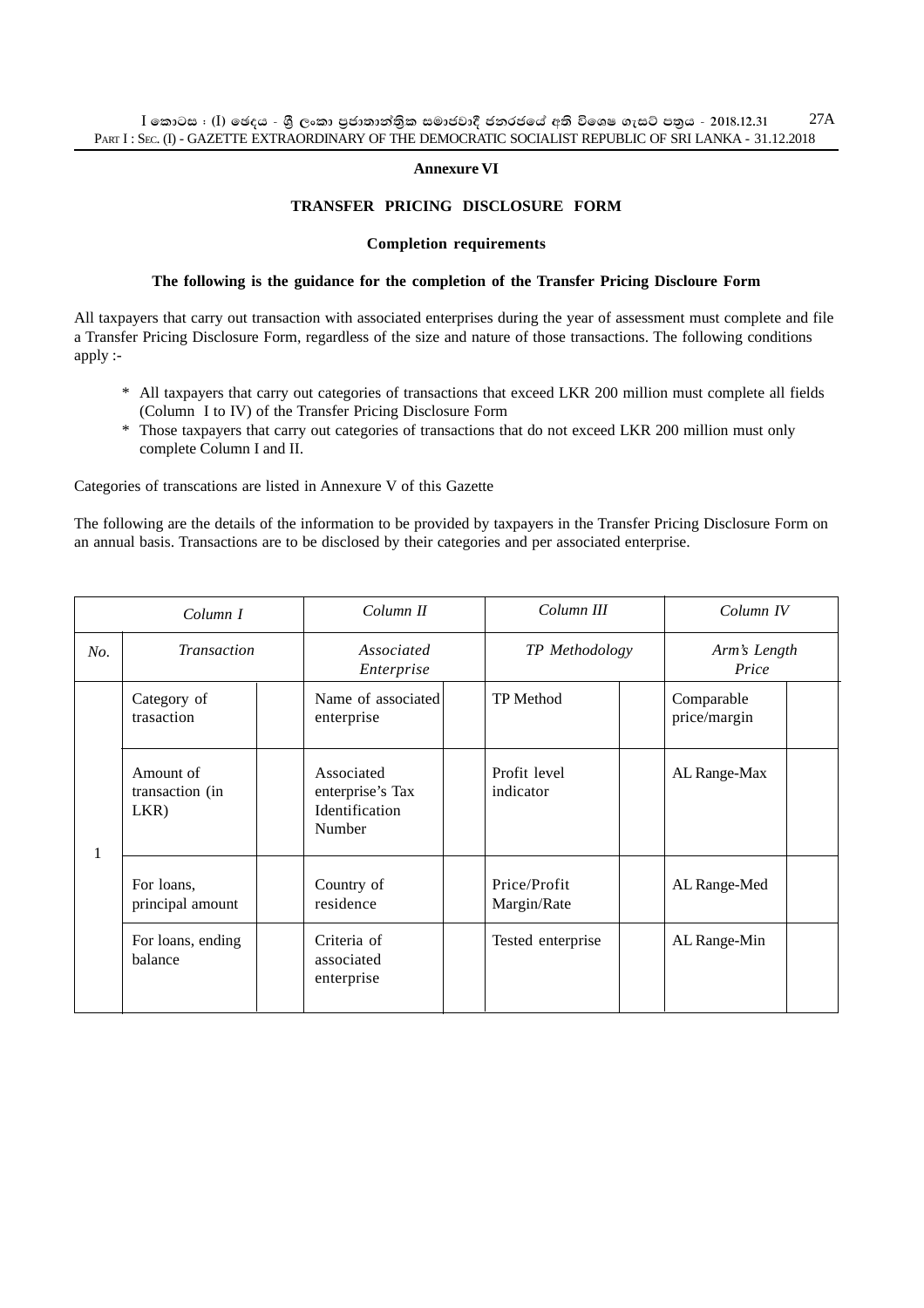## Annexure VI

## TRANSFER PRICING DISCLOSURE FORM

### Completion requirements

**The following is the guidance for the completion of the Transfer Pricing Discloure Form**

All taxpayers that carry out transaction with associated enterprises during the year of assessment must complete and file a Transfer Pricing Disclosure Form, regardless of the size and nature of those transactions. The following conditions apply :-

* All taxpayers that carry out categories of transactions that exceed LKR 200 million must complete all fields (Column I to IV) of the Transfer Pricing Disclosure Form
* Those taxpayers that carry out categories of transactions that do not exceed LKR 200 million must only complete Column I and II.

Categories of transcations are listed in Annexure V of this Gazette

The following are the details of the information to be provided by taxpayers in the Transfer Pricing Disclosure Form on an annual basis. Transactions are to be disclosed by their categories and per associated enterprise.

| *Column I* | | | *Column II* | | *Column III* | | *Column IV* | |
|---|---|---|---|---|---|---|---|---|
| *No.* | *Transaction* | | *Associated Enterprise* | | *TP Methodology* | | *Arm's Length Price* | |
| 1 | Category of trasaction | | Name of associated enterprise | | TP Method | | Comparable price/margin | |
| | Amount of transaction (in LKR) | | Associated enterprise's Tax Identification Number | | Profit level indicator | | AL Range-Max | |
| | For loans, principal amount | | Country of residence | | Price/Profit Margin/Rate | | AL Range-Med | |
| | For loans, ending balance | | Criteria of associated enterprise | | Tested enterprise | | AL Range-Min | |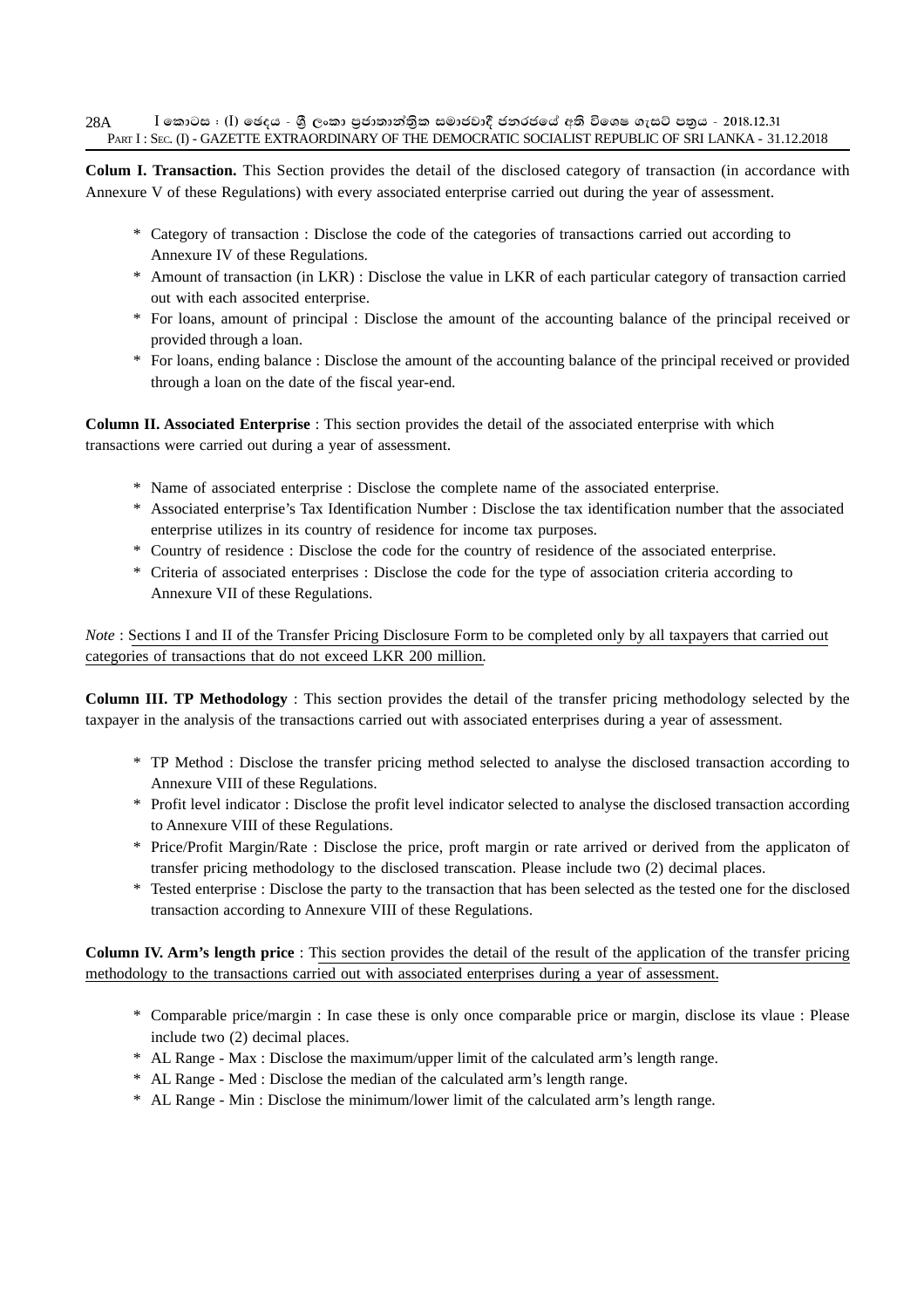**Colum I. Transaction.** This Section provides the detail of the disclosed category of transaction (in accordance with Annexure V of these Regulations) with every associated enterprise carried out during the year of assessment.

- Category of transaction : Disclose the code of the categories of transactions carried out according to Annexure IV of these Regulations.
- Amount of transaction (in LKR) : Disclose the value in LKR of each particular category of transaction carried out with each associted enterprise.
- For loans, amount of principal : Disclose the amount of the accounting balance of the principal received or provided through a loan.
- For loans, ending balance : Disclose the amount of the accounting balance of the principal received or provided through a loan on the date of the fiscal year-end.

**Column II. Associated Enterprise** : This section provides the detail of the associated enterprise with which transactions were carried out during a year of assessment.

- Name of associated enterprise : Disclose the complete name of the associated enterprise.
- Associated enterprise's Tax Identification Number : Disclose the tax identification number that the associated enterprise utilizes in its country of residence for income tax purposes.
- Country of residence : Disclose the code for the country of residence of the associated enterprise.
- Criteria of associated enterprises : Disclose the code for the type of association criteria according to Annexure VII of these Regulations.

*Note* : Sections I and II of the Transfer Pricing Disclosure Form to be completed only by all taxpayers that carried out categories of transactions that do not exceed LKR 200 million.

**Column III. TP Methodology** : This section provides the detail of the transfer pricing methodology selected by the taxpayer in the analysis of the transactions carried out with associated enterprises during a year of assessment.

- TP Method : Disclose the transfer pricing method selected to analyse the disclosed transaction according to Annexure VIII of these Regulations.
- Profit level indicator : Disclose the profit level indicator selected to analyse the disclosed transaction according to Annexure VIII of these Regulations.
- Price/Profit Margin/Rate : Disclose the price, proft margin or rate arrived or derived from the applicaton of transfer pricing methodology to the disclosed transcation. Please include two (2) decimal places.
- Tested enterprise : Disclose the party to the transaction that has been selected as the tested one for the disclosed transaction according to Annexure VIII of these Regulations.

**Column IV. Arm's length price** : This section provides the detail of the result of the application of the transfer pricing methodology to the transactions carried out with associated enterprises during a year of assessment.

- Comparable price/margin : In case these is only once comparable price or margin, disclose its vlaue : Please include two (2) decimal places.
- AL Range - Max : Disclose the maximum/upper limit of the calculated arm's length range.
- AL Range - Med : Disclose the median of the calculated arm's length range.
- AL Range - Min : Disclose the minimum/lower limit of the calculated arm's length range.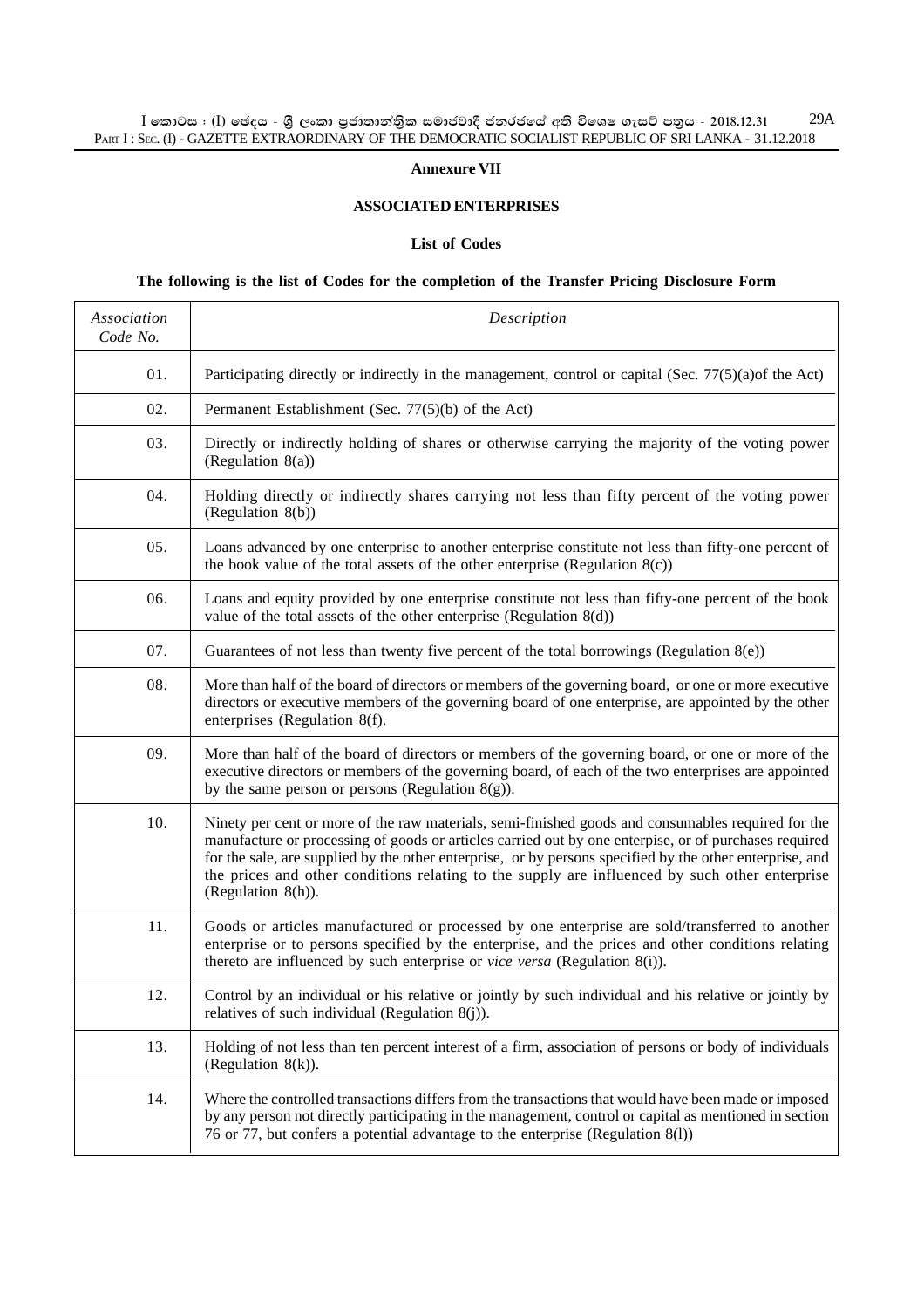**Annexure VII**

**ASSOCIATED ENTERPRISES**

**List of Codes**

**The following is the list of Codes for the completion of the Transfer Pricing Disclosure Form**

| *Association Code No.* | *Description* |
|---|---|
| 01. | Participating directly or indirectly in the management, control or capital (Sec. 77(5)(a)of the Act) |
| 02. | Permanent Establishment (Sec. 77(5)(b) of the Act) |
| 03. | Directly or indirectly holding of shares or otherwise carrying the majority of the voting power (Regulation 8(a)) |
| 04. | Holding directly or indirectly shares carrying not less than fifty percent of the voting power (Regulation 8(b)) |
| 05. | Loans advanced by one enterprise to another enterprise constitute not less than fifty-one percent of the book value of the total assets of the other enterprise (Regulation 8(c)) |
| 06. | Loans and equity provided by one enterprise constitute not less than fifty-one percent of the book value of the total assets of the other enterprise (Regulation 8(d)) |
| 07. | Guarantees of not less than twenty five percent of the total borrowings (Regulation 8(e)) |
| 08. | More than half of the board of directors or members of the governing board, or one or more executive directors or executive members of the governing board of one enterprise, are appointed by the other enterprises (Regulation 8(f). |
| 09. | More than half of the board of directors or members of the governing board, or one or more of the executive directors or members of the governing board, of each of the two enterprises are appointed by the same person or persons (Regulation 8(g)). |
| 10. | Ninety per cent or more of the raw materials, semi-finished goods and consumables required for the manufacture or processing of goods or articles carried out by one enterpise, or of purchases required for the sale, are supplied by the other enterprise, or by persons specified by the other enterprise, and the prices and other conditions relating to the supply are influenced by such other enterprise (Regulation 8(h)). |
| 11. | Goods or articles manufactured or processed by one enterprise are sold/transferred to another enterprise or to persons specified by the enterprise, and the prices and other conditions relating thereto are influenced by such enterprise or *vice versa* (Regulation 8(i)). |
| 12. | Control by an individual or his relative or jointly by such individual and his relative or jointly by relatives of such individual (Regulation 8(j)). |
| 13. | Holding of not less than ten percent interest of a firm, association of persons or body of individuals (Regulation 8(k)). |
| 14. | Where the controlled transactions differs from the transactions that would have been made or imposed by any person not directly participating in the management, control or capital as mentioned in section 76 or 77, but confers a potential advantage to the enterprise (Regulation 8(l)) |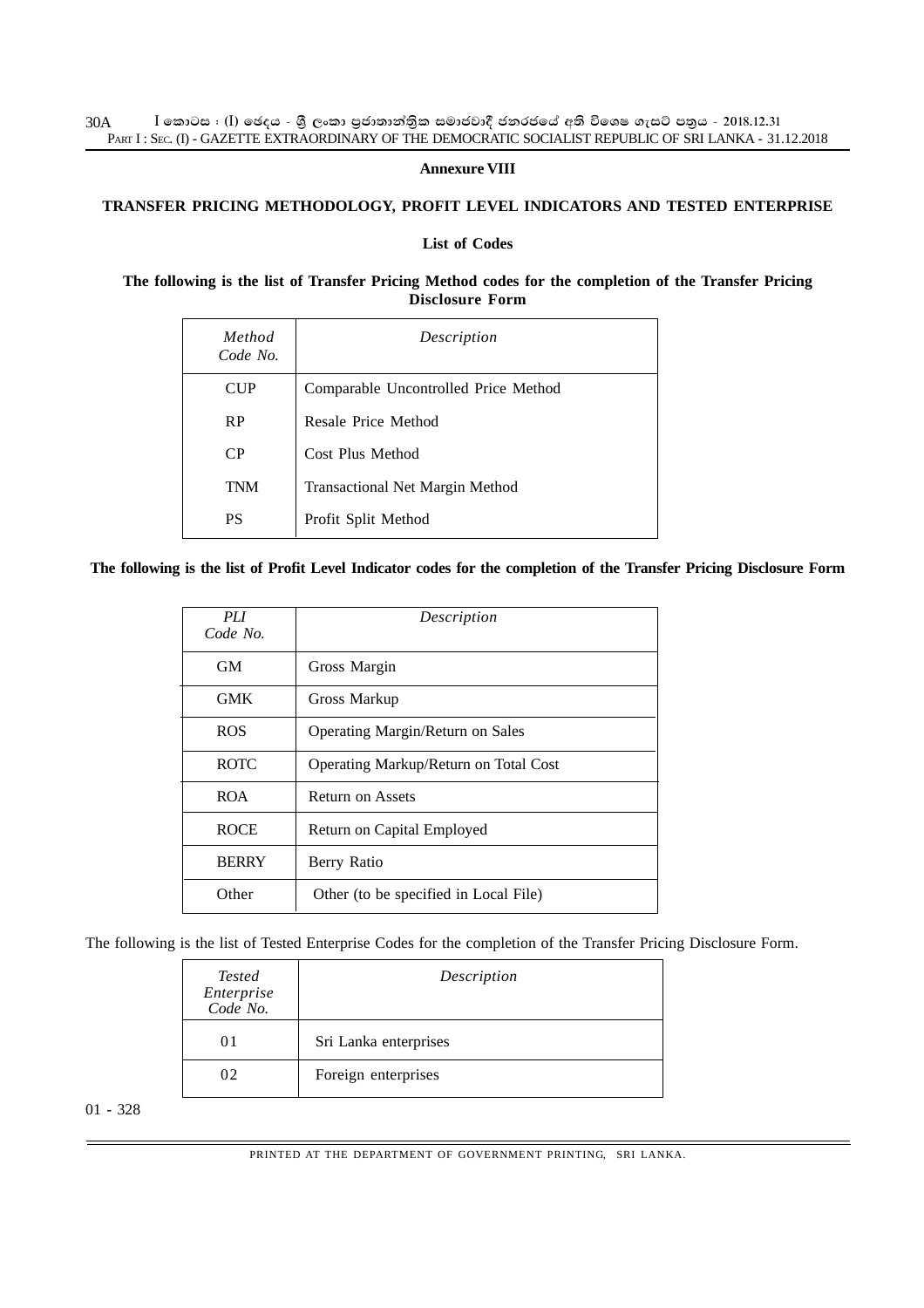## Annexure VIII

### TRANSFER PRICING METHODOLOGY, PROFIT LEVEL INDICATORS AND TESTED ENTERPRISE

**List of Codes**

**The following is the list of Transfer Pricing Method codes for the completion of the Transfer Pricing Disclosure Form**

| *Method Code No.* | *Description* |
|---|---|
| CUP | Comparable Uncontrolled Price Method |
| RP | Resale Price Method |
| CP | Cost Plus Method |
| TNM | Transactional Net Margin Method |
| PS | Profit Split Method |

**The following is the list of Profit Level Indicator codes for the completion of the Transfer Pricing Disclosure Form**

| *PLI Code No.* | *Description* |
|---|---|
| GM | Gross Margin |
| GMK | Gross Markup |
| ROS | Operating Margin/Return on Sales |
| ROTC | Operating Markup/Return on Total Cost |
| ROA | Return on Assets |
| ROCE | Return on Capital Employed |
| BERRY | Berry Ratio |
| Other | Other (to be specified in Local File) |

The following is the list of Tested Enterprise Codes for the completion of the Transfer Pricing Disclosure Form.

| *Tested Enterprise Code No.* | *Description* |
|---|---|
| 01 | Sri Lanka enterprises |
| 02 | Foreign enterprises |

01 - 328

PRINTED AT THE DEPARTMENT OF GOVERNMENT PRINTING, SRI LANKA.